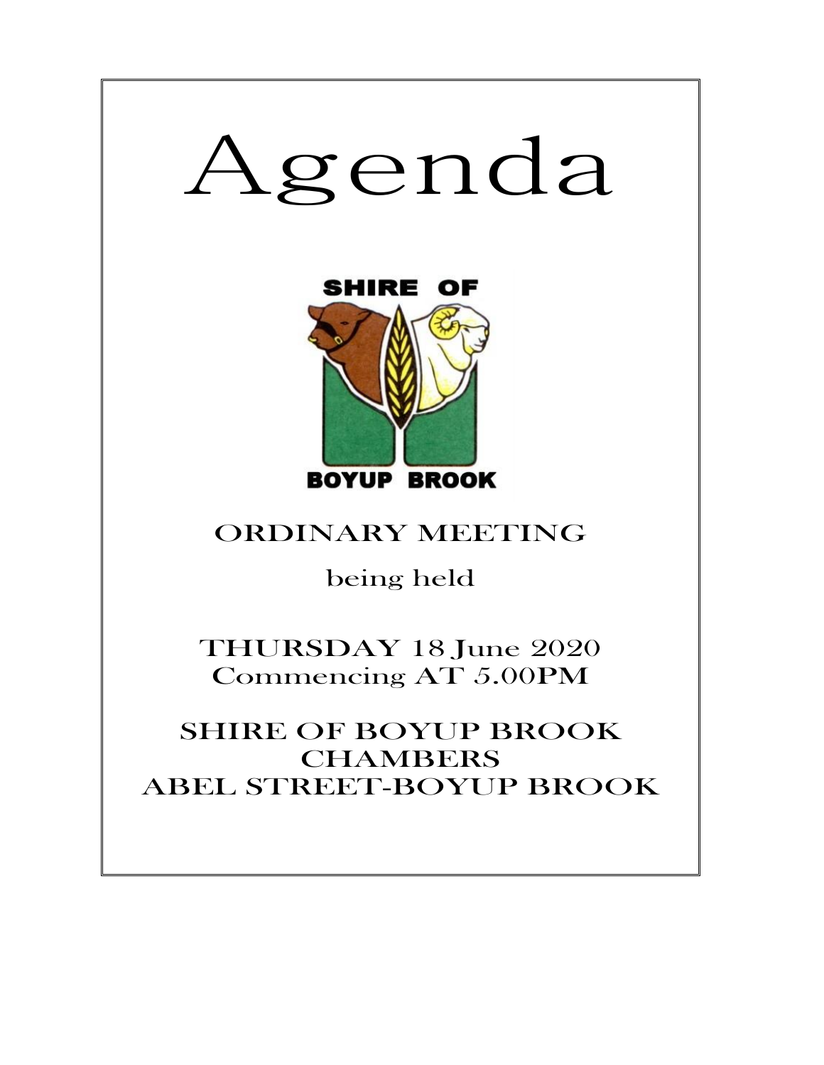# Agenda

SHIRE OF

BOYUP BROOK

## ORDINARY MEETING

being held

THURSDAY 18 June 2020
Commencing AT 5.00PM

SHIRE OF BOYUP BROOK
CHAMBERS
ABEL STREET-BOYUP BROOK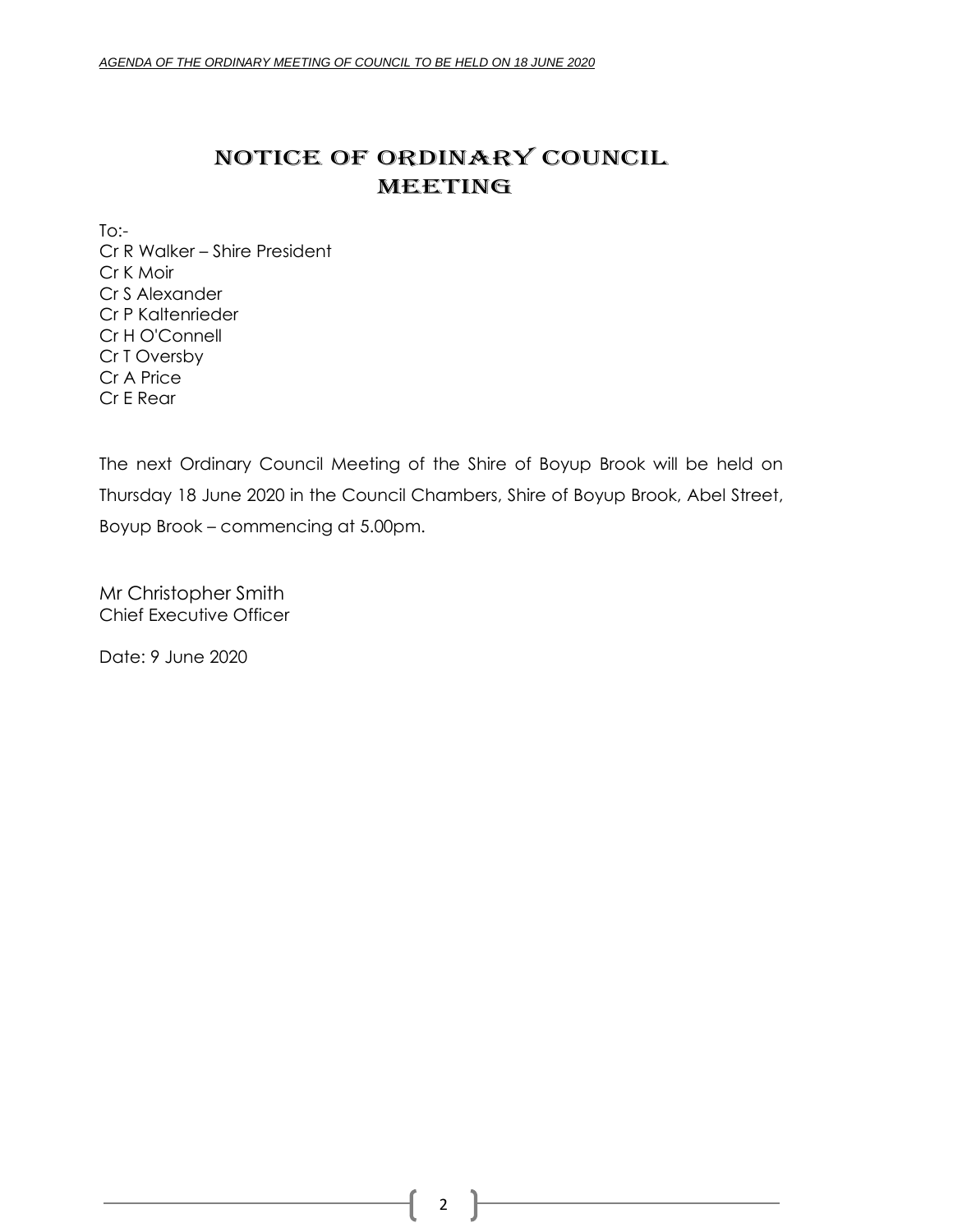# NOTICE OF ORDINARY COUNCIL MEETING

To:-
Cr R Walker – Shire President
Cr K Moir
Cr S Alexander
Cr P Kaltenrieder
Cr H O'Connell
Cr T Oversby
Cr A Price
Cr E Rear

The next Ordinary Council Meeting of the Shire of Boyup Brook will be held on Thursday 18 June 2020 in the Council Chambers, Shire of Boyup Brook, Abel Street, Boyup Brook – commencing at 5.00pm.

Mr Christopher Smith
Chief Executive Officer

Date: 9 June 2020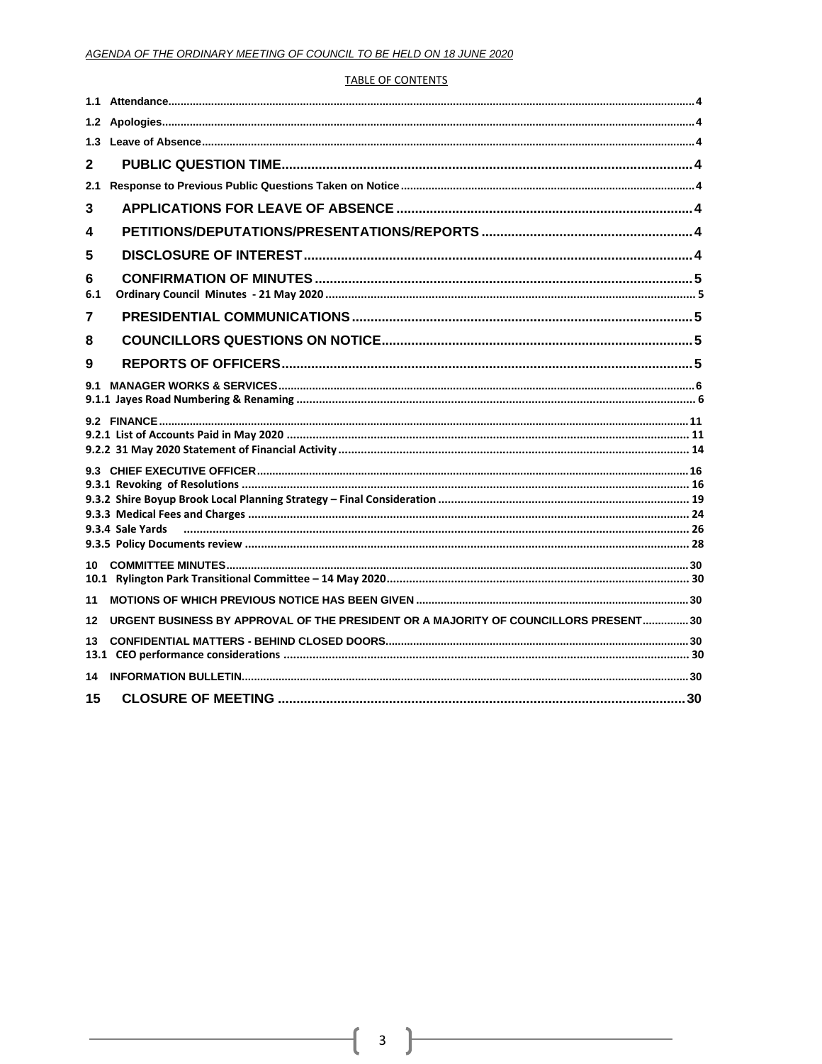TABLE OF CONTENTS

| | |
|---|---|
| 1.1 Attendance | 4 |
| 1.2 Apologies | 4 |
| 1.3 Leave of Absence | 4 |
| **2 PUBLIC QUESTION TIME** | **4** |
| 2.1 Response to Previous Public Questions Taken on Notice | 4 |
| **3 APPLICATIONS FOR LEAVE OF ABSENCE** | **4** |
| **4 PETITIONS/DEPUTATIONS/PRESENTATIONS/REPORTS** | **4** |
| **5 DISCLOSURE OF INTEREST** | **4** |
| **6 CONFIRMATION OF MINUTES** | **5** |
| 6.1 Ordinary Council Minutes - 21 May 2020 | 5 |
| **7 PRESIDENTIAL COMMUNICATIONS** | **5** |
| **8 COUNCILLORS QUESTIONS ON NOTICE** | **5** |
| **9 REPORTS OF OFFICERS** | **5** |
| 9.1 MANAGER WORKS & SERVICES | 6 |
| 9.1.1 Jayes Road Numbering & Renaming | 6 |
| 9.2 FINANCE | 11 |
| 9.2.1 List of Accounts Paid in May 2020 | 11 |
| 9.2.2 31 May 2020 Statement of Financial Activity | 14 |
| 9.3 CHIEF EXECUTIVE OFFICER | 16 |
| 9.3.1 Revoking of Resolutions | 16 |
| 9.3.2 Shire Boyup Brook Local Planning Strategy – Final Consideration | 19 |
| 9.3.3 Medical Fees and Charges | 24 |
| 9.3.4 Sale Yards | 26 |
| 9.3.5 Policy Documents review | 28 |
| 10 COMMITTEE MINUTES | 30 |
| 10.1 Rylington Park Transitional Committee – 14 May 2020 | 30 |
| 11 MOTIONS OF WHICH PREVIOUS NOTICE HAS BEEN GIVEN | 30 |
| 12 URGENT BUSINESS BY APPROVAL OF THE PRESIDENT OR A MAJORITY OF COUNCILLORS PRESENT | 30 |
| 13 CONFIDENTIAL MATTERS - BEHIND CLOSED DOORS | 30 |
| 13.1 CEO performance considerations | 30 |
| 14 INFORMATION BULLETIN | 30 |
| **15 CLOSURE OF MEETING** | **30** |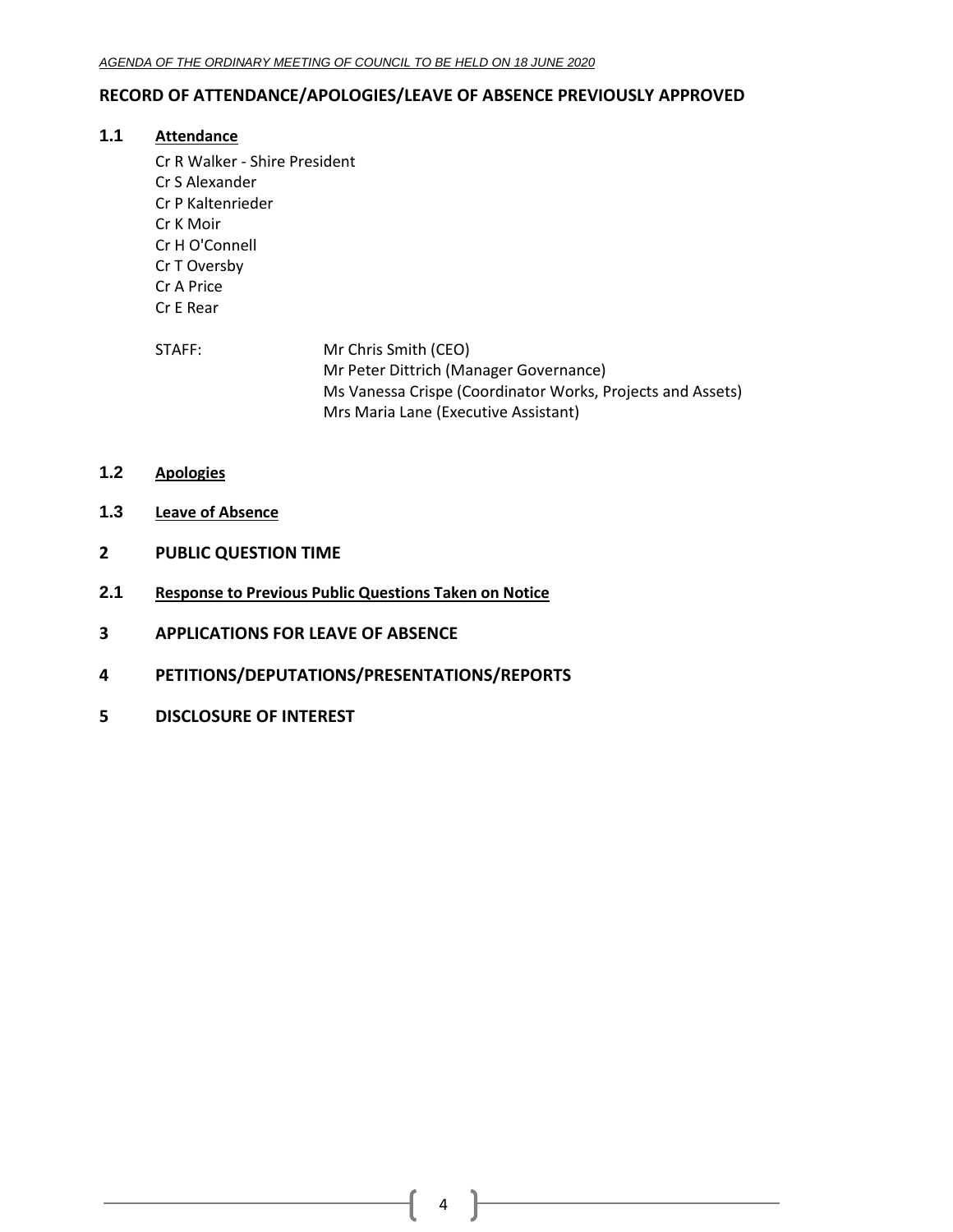## RECORD OF ATTENDANCE/APOLOGIES/LEAVE OF ABSENCE PREVIOUSLY APPROVED

### 1.1 Attendance

Cr R Walker - Shire President
Cr S Alexander
Cr P Kaltenrieder
Cr K Moir
Cr H O'Connell
Cr T Oversby
Cr A Price
Cr E Rear

STAFF:
Mr Chris Smith (CEO)
Mr Peter Dittrich (Manager Governance)
Ms Vanessa Crispe (Coordinator Works, Projects and Assets)
Mrs Maria Lane (Executive Assistant)

### 1.2 Apologies

### 1.3 Leave of Absence

## 2 PUBLIC QUESTION TIME

### 2.1 Response to Previous Public Questions Taken on Notice

## 3 APPLICATIONS FOR LEAVE OF ABSENCE

## 4 PETITIONS/DEPUTATIONS/PRESENTATIONS/REPORTS

## 5 DISCLOSURE OF INTEREST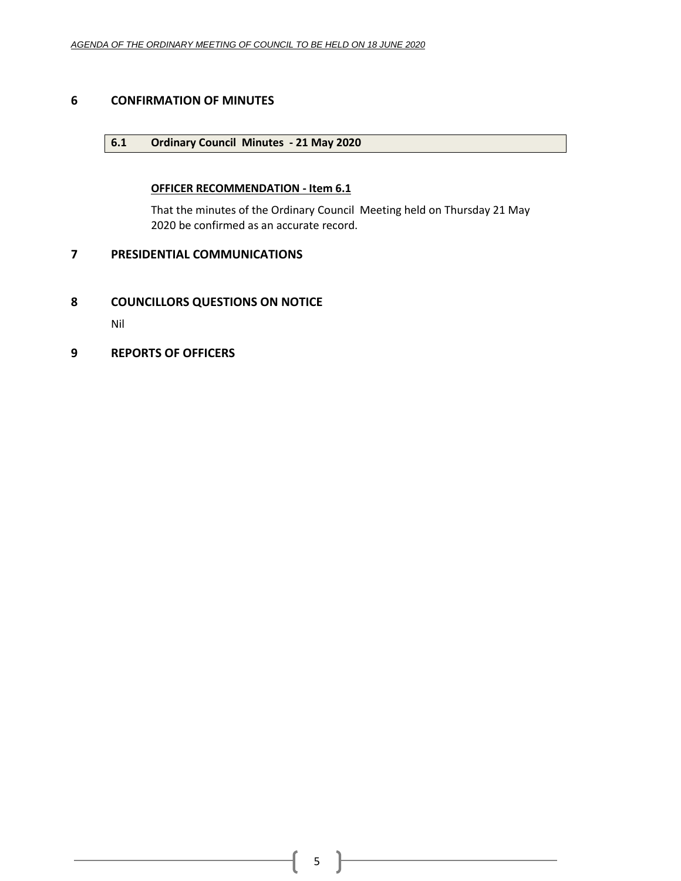# 6 CONFIRMATION OF MINUTES

## 6.1 Ordinary Council Minutes - 21 May 2020

**OFFICER RECOMMENDATION - Item 6.1**

That the minutes of the Ordinary Council Meeting held on Thursday 21 May 2020 be confirmed as an accurate record.

# 7 PRESIDENTIAL COMMUNICATIONS

# 8 COUNCILLORS QUESTIONS ON NOTICE

Nil

# 9 REPORTS OF OFFICERS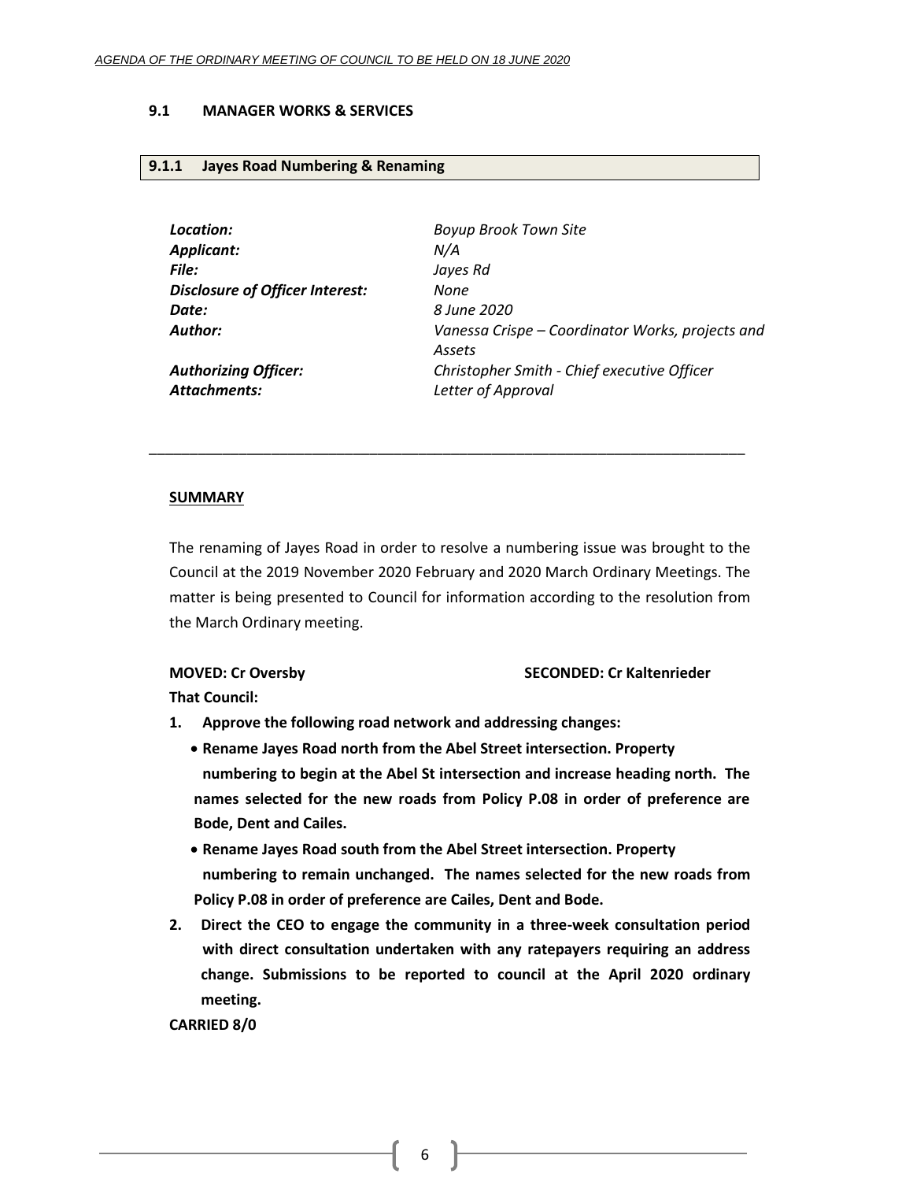## 9.1 MANAGER WORKS & SERVICES

### 9.1.1 Jayes Road Numbering & Renaming

| | |
|---|---|
| ***Location:*** | *Boyup Brook Town Site* |
| ***Applicant:*** | *N/A* |
| ***File:*** | *Jayes Rd* |
| ***Disclosure of Officer Interest:*** | *None* |
| ***Date:*** | *8 June 2020* |
| ***Author:*** | *Vanessa Crispe – Coordinator Works, projects and Assets* |
| ***Authorizing Officer:*** | *Christopher Smith - Chief executive Officer* |
| ***Attachments:*** | *Letter of Approval* |

---

**SUMMARY**

The renaming of Jayes Road in order to resolve a numbering issue was brought to the Council at the 2019 November 2020 February and 2020 March Ordinary Meetings. The matter is being presented to Council for information according to the resolution from the March Ordinary meeting.

**MOVED: Cr Oversby SECONDED: Cr Kaltenrieder**

**That Council:**

1. **Approve the following road network and addressing changes:**
   - **Rename Jayes Road north from the Abel Street intersection. Property numbering to begin at the Abel St intersection and increase heading north. The names selected for the new roads from Policy P.08 in order of preference are Bode, Dent and Cailes.**
   - **Rename Jayes Road south from the Abel Street intersection. Property numbering to remain unchanged. The names selected for the new roads from Policy P.08 in order of preference are Cailes, Dent and Bode.**
2. **Direct the CEO to engage the community in a three-week consultation period with direct consultation undertaken with any ratepayers requiring an address change. Submissions to be reported to council at the April 2020 ordinary meeting.**

**CARRIED 8/0**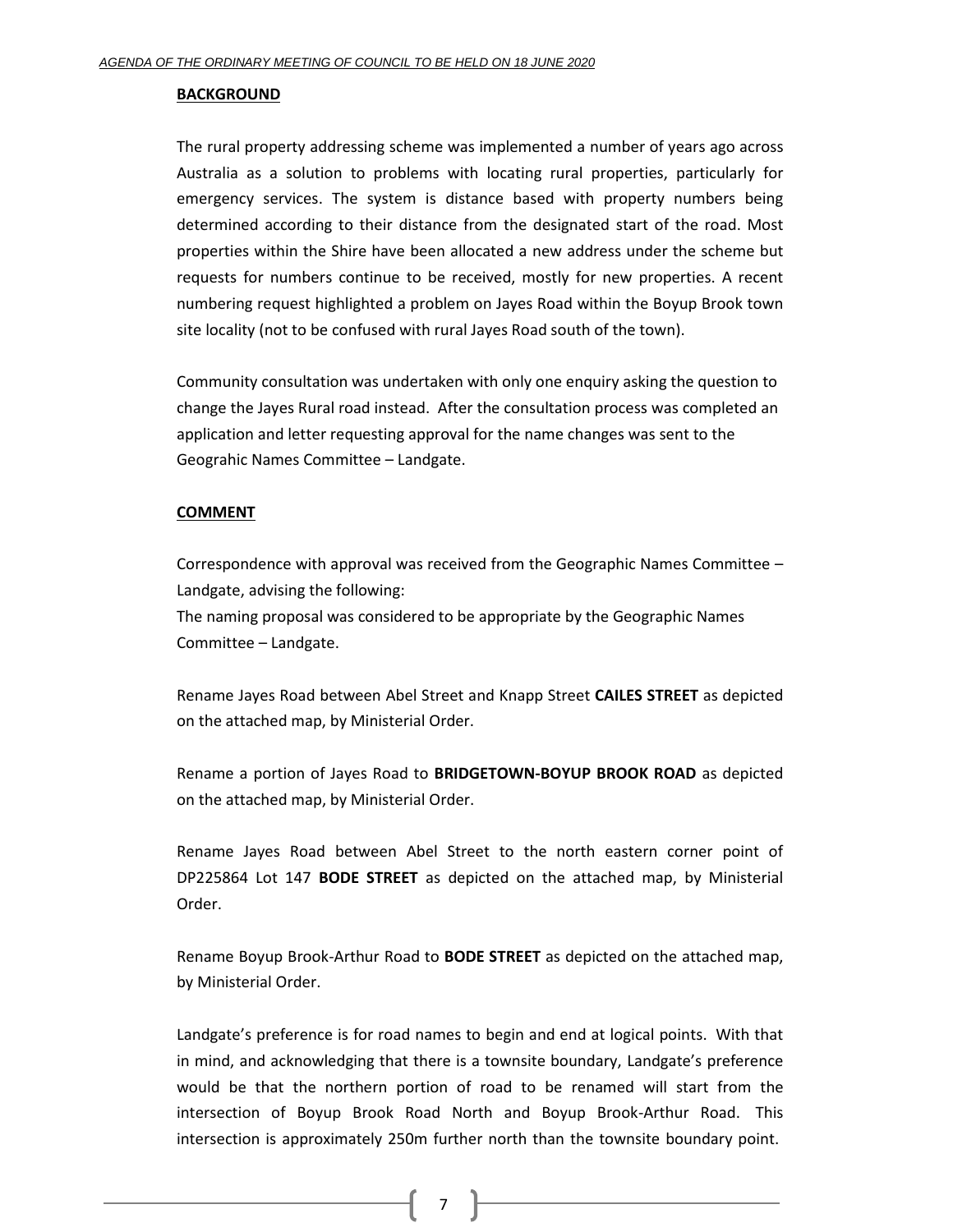**BACKGROUND**

The rural property addressing scheme was implemented a number of years ago across Australia as a solution to problems with locating rural properties, particularly for emergency services. The system is distance based with property numbers being determined according to their distance from the designated start of the road. Most properties within the Shire have been allocated a new address under the scheme but requests for numbers continue to be received, mostly for new properties. A recent numbering request highlighted a problem on Jayes Road within the Boyup Brook town site locality (not to be confused with rural Jayes Road south of the town).

Community consultation was undertaken with only one enquiry asking the question to change the Jayes Rural road instead. After the consultation process was completed an application and letter requesting approval for the name changes was sent to the Geograhic Names Committee – Landgate.

**COMMENT**

Correspondence with approval was received from the Geographic Names Committee – Landgate, advising the following:
The naming proposal was considered to be appropriate by the Geographic Names Committee – Landgate.

Rename Jayes Road between Abel Street and Knapp Street **CAILES STREET** as depicted on the attached map, by Ministerial Order.

Rename a portion of Jayes Road to **BRIDGETOWN-BOYUP BROOK ROAD** as depicted on the attached map, by Ministerial Order.

Rename Jayes Road between Abel Street to the north eastern corner point of DP225864 Lot 147 **BODE STREET** as depicted on the attached map, by Ministerial Order.

Rename Boyup Brook-Arthur Road to **BODE STREET** as depicted on the attached map, by Ministerial Order.

Landgate's preference is for road names to begin and end at logical points. With that in mind, and acknowledging that there is a townsite boundary, Landgate's preference would be that the northern portion of road to be renamed will start from the intersection of Boyup Brook Road North and Boyup Brook-Arthur Road. This intersection is approximately 250m further north than the townsite boundary point.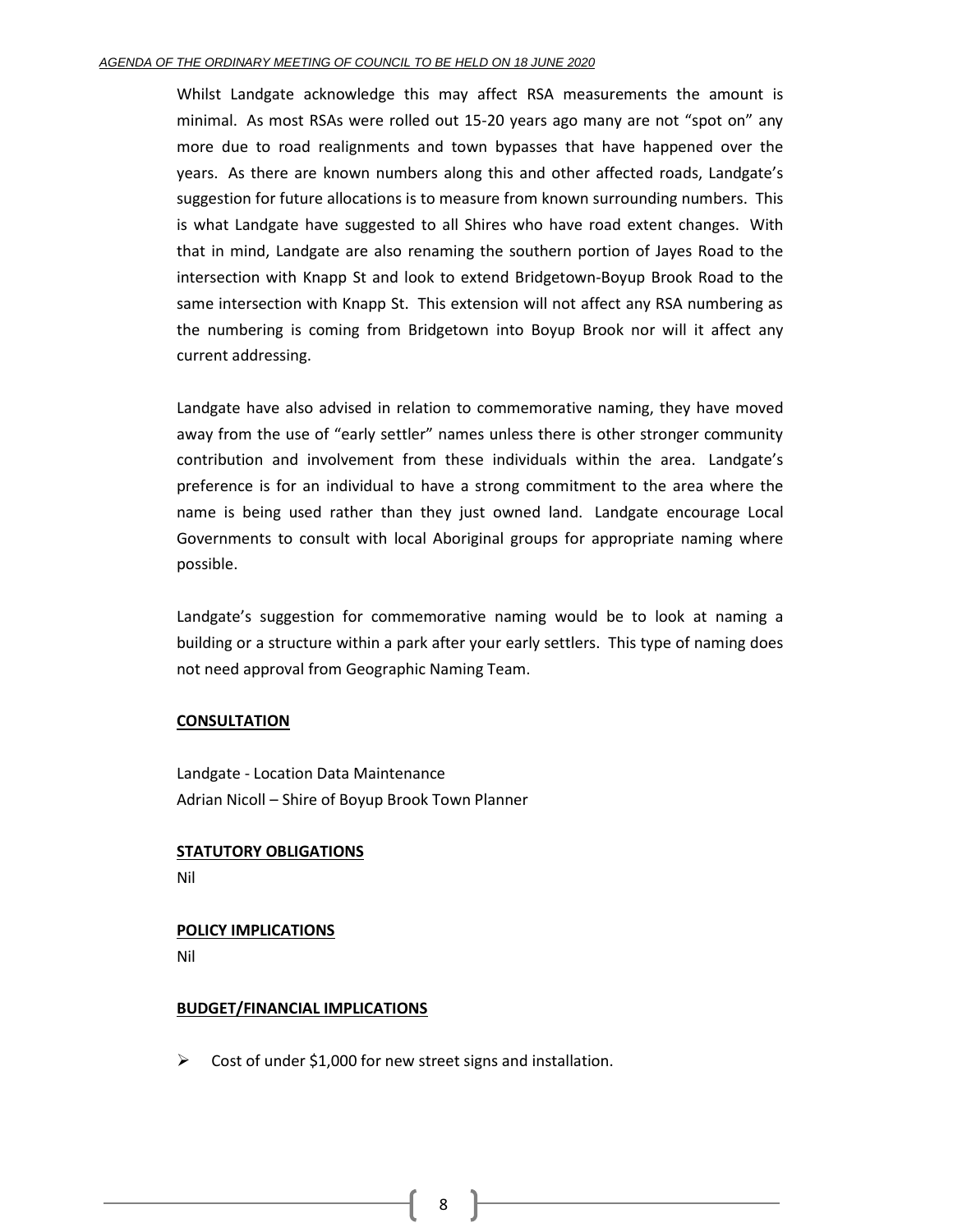Whilst Landgate acknowledge this may affect RSA measurements the amount is minimal. As most RSAs were rolled out 15-20 years ago many are not "spot on" any more due to road realignments and town bypasses that have happened over the years. As there are known numbers along this and other affected roads, Landgate's suggestion for future allocations is to measure from known surrounding numbers. This is what Landgate have suggested to all Shires who have road extent changes. With that in mind, Landgate are also renaming the southern portion of Jayes Road to the intersection with Knapp St and look to extend Bridgetown-Boyup Brook Road to the same intersection with Knapp St. This extension will not affect any RSA numbering as the numbering is coming from Bridgetown into Boyup Brook nor will it affect any current addressing.

Landgate have also advised in relation to commemorative naming, they have moved away from the use of "early settler" names unless there is other stronger community contribution and involvement from these individuals within the area. Landgate's preference is for an individual to have a strong commitment to the area where the name is being used rather than they just owned land. Landgate encourage Local Governments to consult with local Aboriginal groups for appropriate naming where possible.

Landgate's suggestion for commemorative naming would be to look at naming a building or a structure within a park after your early settlers. This type of naming does not need approval from Geographic Naming Team.

**CONSULTATION**

Landgate - Location Data Maintenance
Adrian Nicoll – Shire of Boyup Brook Town Planner

**STATUTORY OBLIGATIONS**

Nil

**POLICY IMPLICATIONS**

Nil

**BUDGET/FINANCIAL IMPLICATIONS**

- Cost of under $1,000 for new street signs and installation.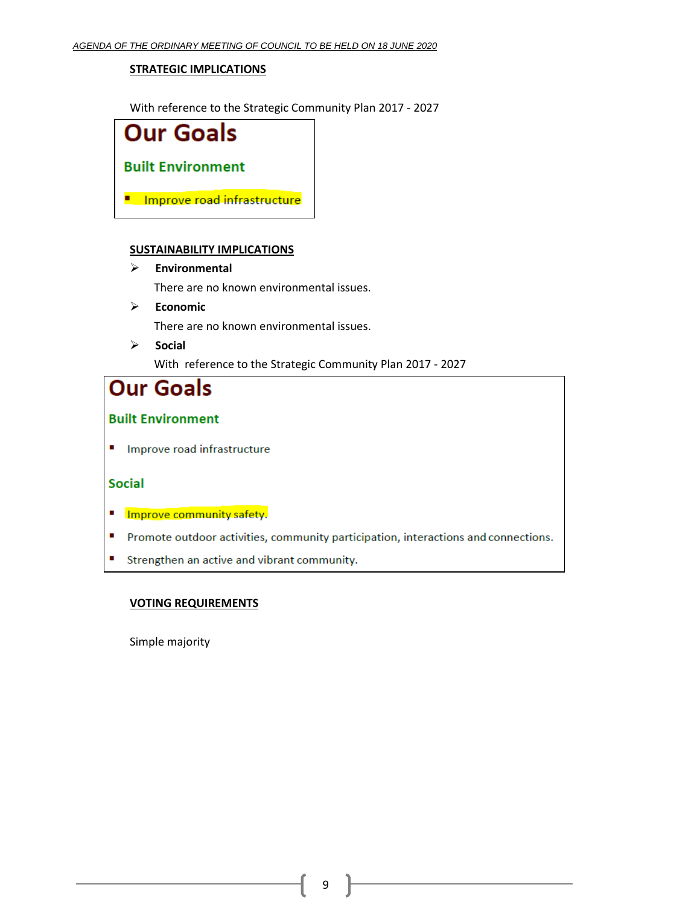**STRATEGIC IMPLICATIONS**

With reference to the Strategic Community Plan 2017 - 2027

## Our Goals

### Built Environment

- Improve road infrastructure

**SUSTAINABILITY IMPLICATIONS**

- **Environmental**

  There are no known environmental issues.

- **Economic**

  There are no known environmental issues.

- **Social**

  With reference to the Strategic Community Plan 2017 - 2027

## Our Goals

### Built Environment

- Improve road infrastructure

### Social

- Improve community safety.
- Promote outdoor activities, community participation, interactions and connections.
- Strengthen an active and vibrant community.

**VOTING REQUIREMENTS**

Simple majority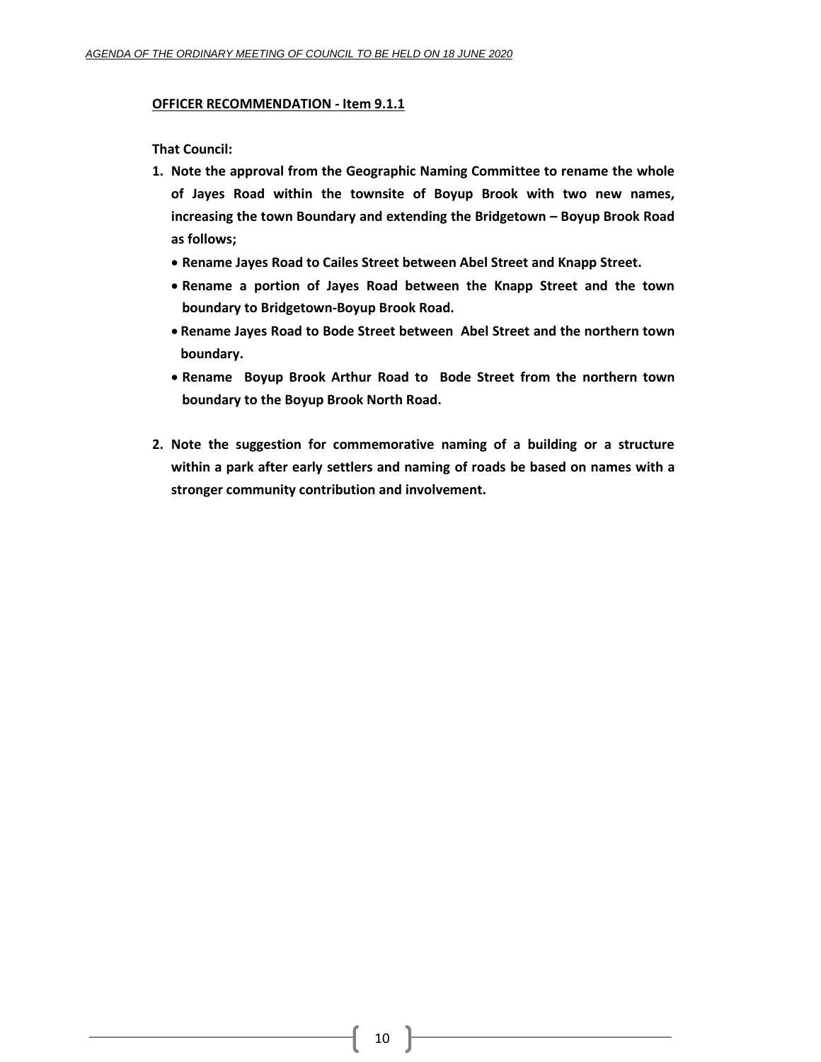**OFFICER RECOMMENDATION - Item 9.1.1**

**That Council:**

1. **Note the approval from the Geographic Naming Committee to rename the whole of Jayes Road within the townsite of Boyup Brook with two new names, increasing the town Boundary and extending the Bridgetown – Boyup Brook Road as follows;**
   - **Rename Jayes Road to Cailes Street between Abel Street and Knapp Street.**
   - **Rename a portion of Jayes Road between the Knapp Street and the town boundary to Bridgetown-Boyup Brook Road.**
   - **Rename Jayes Road to Bode Street between Abel Street and the northern town boundary.**
   - **Rename Boyup Brook Arthur Road to Bode Street from the northern town boundary to the Boyup Brook North Road.**

2. **Note the suggestion for commemorative naming of a building or a structure within a park after early settlers and naming of roads be based on names with a stronger community contribution and involvement.**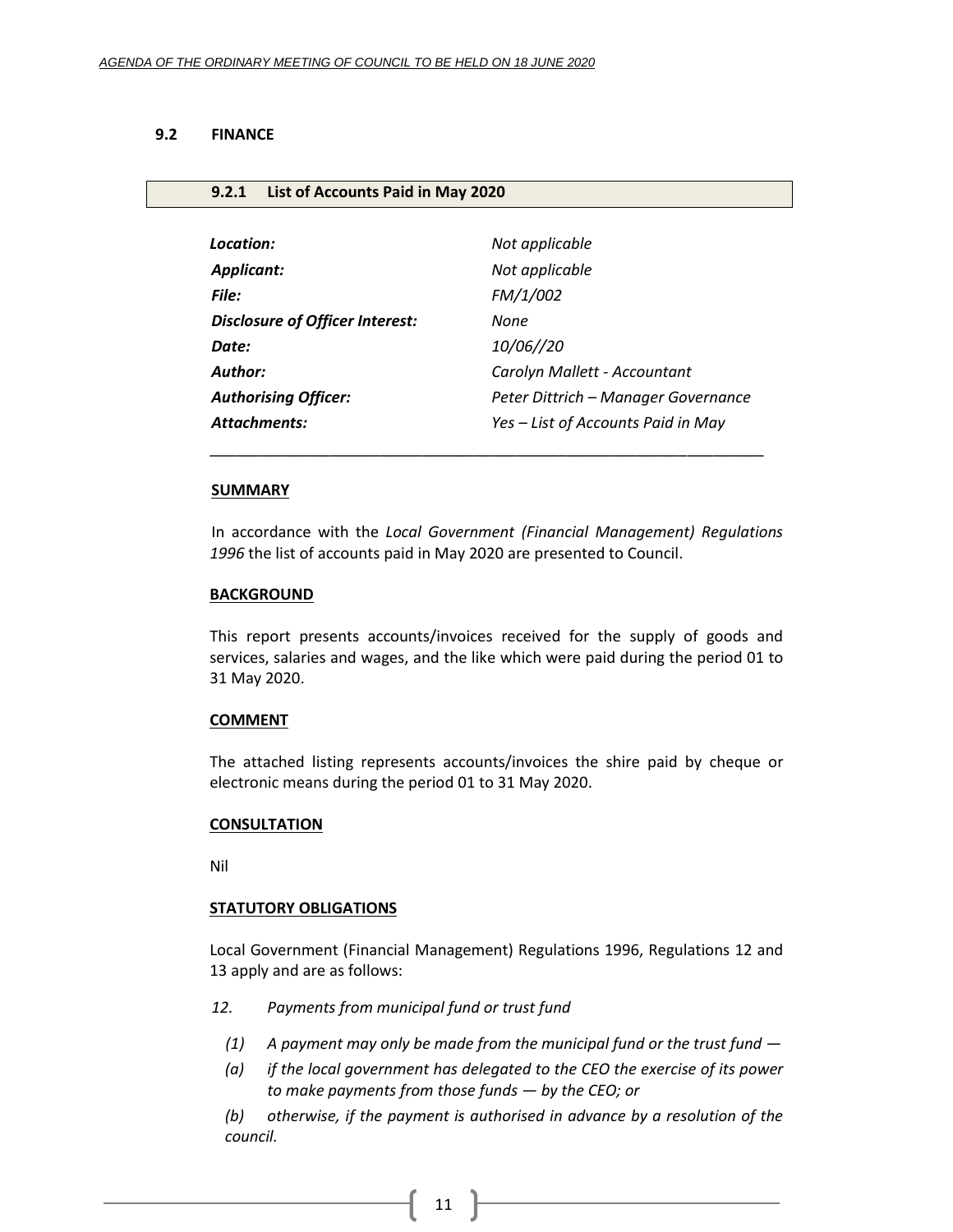### 9.2 FINANCE

#### 9.2.1 List of Accounts Paid in May 2020

| | |
|---|---|
| ***Location:*** | *Not applicable* |
| ***Applicant:*** | *Not applicable* |
| ***File:*** | *FM/1/002* |
| ***Disclosure of Officer Interest:*** | *None* |
| ***Date:*** | *10/06//20* |
| ***Author:*** | *Carolyn Mallett - Accountant* |
| ***Authorising Officer:*** | *Peter Dittrich – Manager Governance* |
| ***Attachments:*** | *Yes – List of Accounts Paid in May* |

---

**SUMMARY**

In accordance with the *Local Government (Financial Management) Regulations 1996* the list of accounts paid in May 2020 are presented to Council.

**BACKGROUND**

This report presents accounts/invoices received for the supply of goods and services, salaries and wages, and the like which were paid during the period 01 to 31 May 2020.

**COMMENT**

The attached listing represents accounts/invoices the shire paid by cheque or electronic means during the period 01 to 31 May 2020.

**CONSULTATION**

Nil

**STATUTORY OBLIGATIONS**

Local Government (Financial Management) Regulations 1996, Regulations 12 and 13 apply and are as follows:

*12. Payments from municipal fund or trust fund*

*(1) A payment may only be made from the municipal fund or the trust fund —*

*(a) if the local government has delegated to the CEO the exercise of its power to make payments from those funds — by the CEO; or*

*(b) otherwise, if the payment is authorised in advance by a resolution of the council.*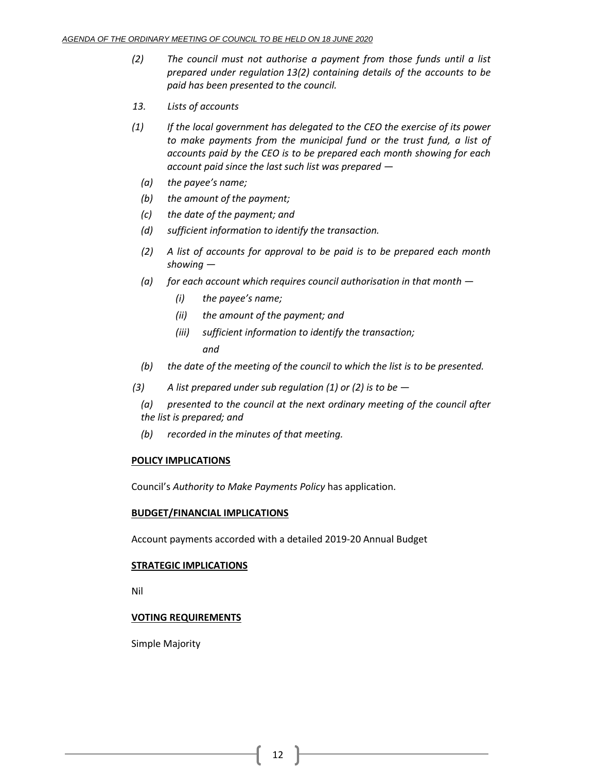*(2) The council must not authorise a payment from those funds until a list prepared under regulation 13(2) containing details of the accounts to be paid has been presented to the council.*

*13. Lists of accounts*

*(1) If the local government has delegated to the CEO the exercise of its power to make payments from the municipal fund or the trust fund, a list of accounts paid by the CEO is to be prepared each month showing for each account paid since the last such list was prepared —*

*(a) the payee's name;*

*(b) the amount of the payment;*

*(c) the date of the payment; and*

*(d) sufficient information to identify the transaction.*

*(2) A list of accounts for approval to be paid is to be prepared each month showing —*

*(a) for each account which requires council authorisation in that month —*

*(i) the payee's name;*

*(ii) the amount of the payment; and*

*(iii) sufficient information to identify the transaction;*

*and*

*(b) the date of the meeting of the council to which the list is to be presented.*

*(3) A list prepared under sub regulation (1) or (2) is to be —*

*(a) presented to the council at the next ordinary meeting of the council after the list is prepared; and*

*(b) recorded in the minutes of that meeting.*

**POLICY IMPLICATIONS**

Council's *Authority to Make Payments Policy* has application.

**BUDGET/FINANCIAL IMPLICATIONS**

Account payments accorded with a detailed 2019-20 Annual Budget

**STRATEGIC IMPLICATIONS**

Nil

**VOTING REQUIREMENTS**

Simple Majority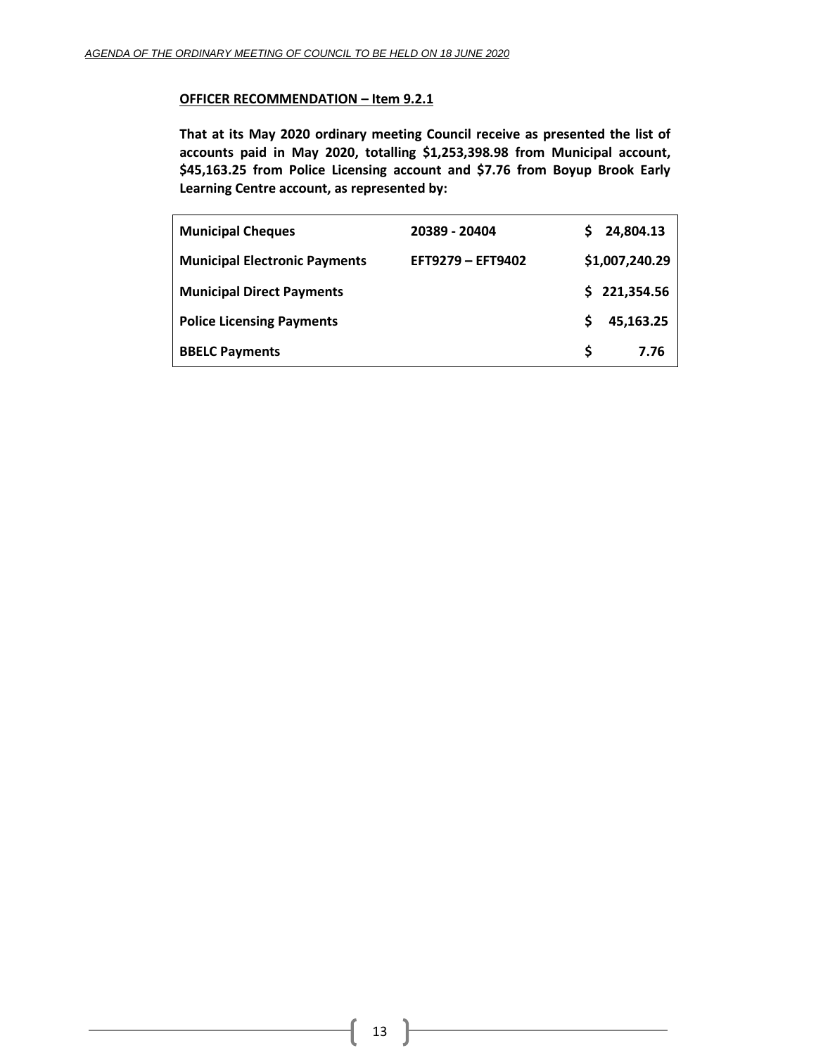**OFFICER RECOMMENDATION – Item 9.2.1**

**That at its May 2020 ordinary meeting Council receive as presented the list of accounts paid in May 2020, totalling $1,253,398.98 from Municipal account, $45,163.25 from Police Licensing account and $7.76 from Boyup Brook Early Learning Centre account, as represented by:**

| | | |
|---|---|---|
| **Municipal Cheques** | **20389 - 20404** | **$ 24,804.13** |
| **Municipal Electronic Payments** | **EFT9279 – EFT9402** | **$1,007,240.29** |
| **Municipal Direct Payments** | | **$ 221,354.56** |
| **Police Licensing Payments** | | **$ 45,163.25** |
| **BBELC Payments** | | **$ 7.76** |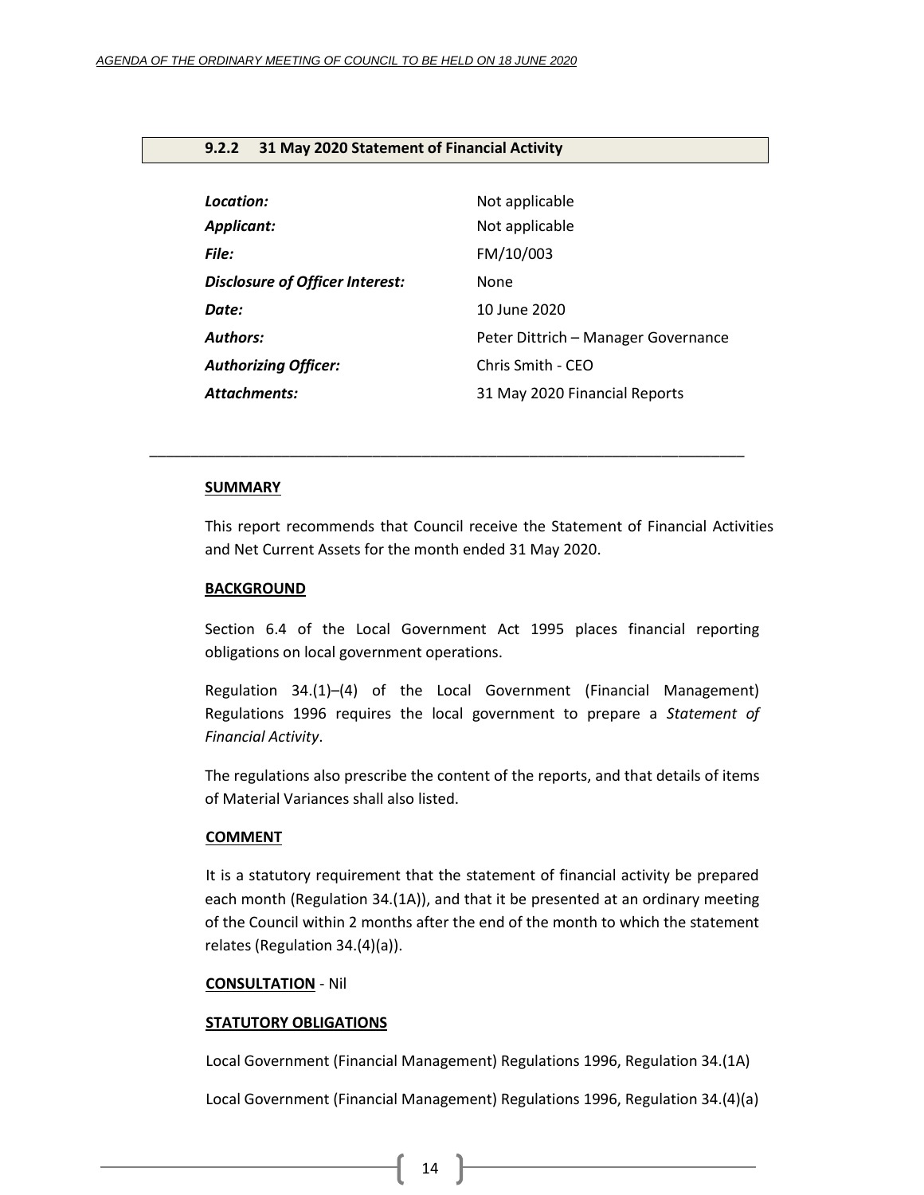### 9.2.2 31 May 2020 Statement of Financial Activity

| | |
|---|---|
| ***Location:*** | Not applicable |
| ***Applicant:*** | Not applicable |
| ***File:*** | FM/10/003 |
| ***Disclosure of Officer Interest:*** | None |
| ***Date:*** | 10 June 2020 |
| ***Authors:*** | Peter Dittrich – Manager Governance |
| ***Authorizing Officer:*** | Chris Smith - CEO |
| ***Attachments:*** | 31 May 2020 Financial Reports |

---

**SUMMARY**

This report recommends that Council receive the Statement of Financial Activities and Net Current Assets for the month ended 31 May 2020.

**BACKGROUND**

Section 6.4 of the Local Government Act 1995 places financial reporting obligations on local government operations.

Regulation 34.(1)–(4) of the Local Government (Financial Management) Regulations 1996 requires the local government to prepare a *Statement of Financial Activity*.

The regulations also prescribe the content of the reports, and that details of items of Material Variances shall also listed.

**COMMENT**

It is a statutory requirement that the statement of financial activity be prepared each month (Regulation 34.(1A)), and that it be presented at an ordinary meeting of the Council within 2 months after the end of the month to which the statement relates (Regulation 34.(4)(a)).

**CONSULTATION** - Nil

**STATUTORY OBLIGATIONS**

Local Government (Financial Management) Regulations 1996, Regulation 34.(1A)

Local Government (Financial Management) Regulations 1996, Regulation 34.(4)(a)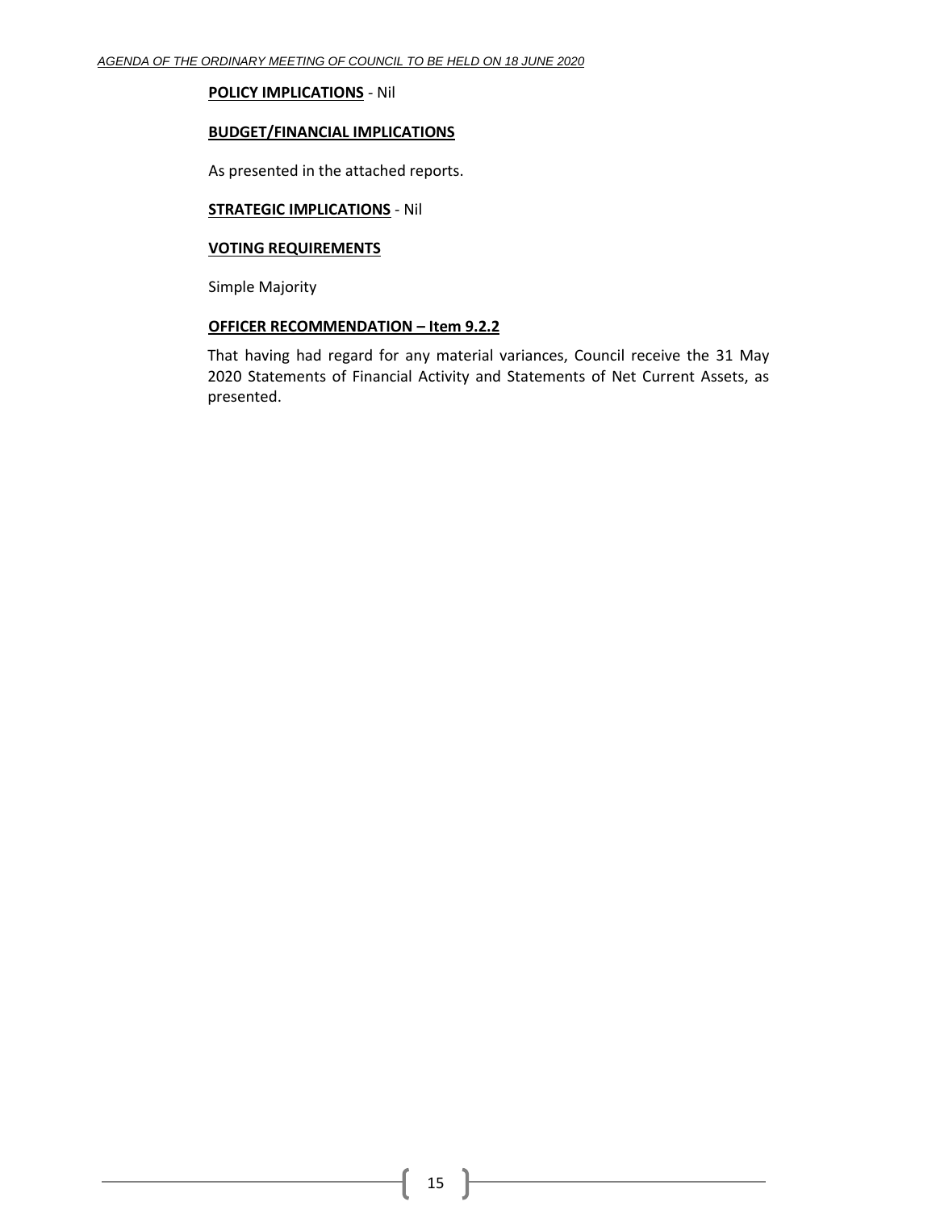**POLICY IMPLICATIONS** - Nil

**BUDGET/FINANCIAL IMPLICATIONS**

As presented in the attached reports.

**STRATEGIC IMPLICATIONS** - Nil

**VOTING REQUIREMENTS**

Simple Majority

**OFFICER RECOMMENDATION – Item 9.2.2**

That having had regard for any material variances, Council receive the 31 May 2020 Statements of Financial Activity and Statements of Net Current Assets, as presented.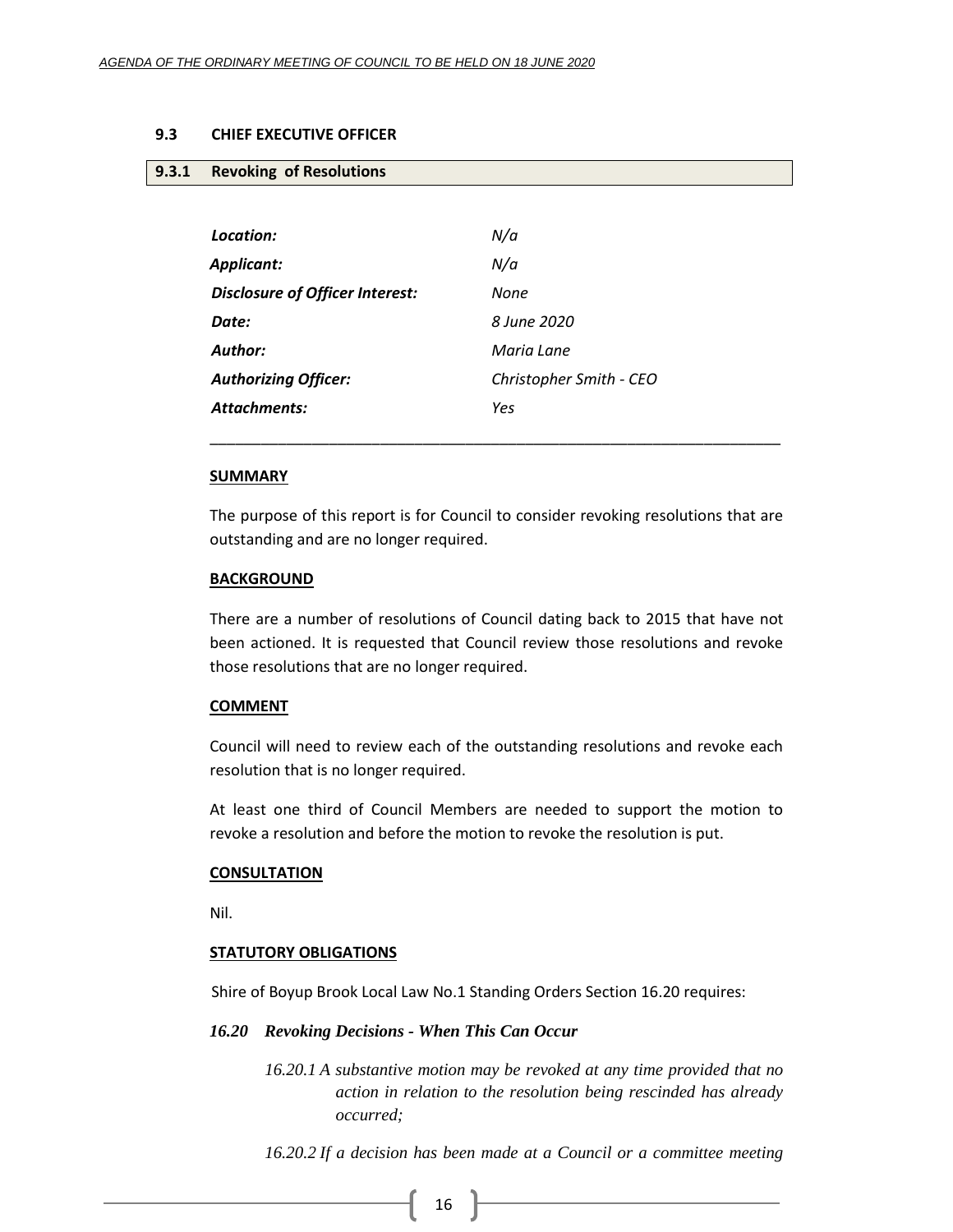## 9.3 CHIEF EXECUTIVE OFFICER

### 9.3.1 Revoking of Resolutions

| | |
|---|---|
| ***Location:*** | *N/a* |
| ***Applicant:*** | *N/a* |
| ***Disclosure of Officer Interest:*** | *None* |
| ***Date:*** | *8 June 2020* |
| ***Author:*** | *Maria Lane* |
| ***Authorizing Officer:*** | *Christopher Smith - CEO* |
| ***Attachments:*** | *Yes* |

---

**SUMMARY**

The purpose of this report is for Council to consider revoking resolutions that are outstanding and are no longer required.

**BACKGROUND**

There are a number of resolutions of Council dating back to 2015 that have not been actioned. It is requested that Council review those resolutions and revoke those resolutions that are no longer required.

**COMMENT**

Council will need to review each of the outstanding resolutions and revoke each resolution that is no longer required.

At least one third of Council Members are needed to support the motion to revoke a resolution and before the motion to revoke the resolution is put.

**CONSULTATION**

Nil.

**STATUTORY OBLIGATIONS**

Shire of Boyup Brook Local Law No.1 Standing Orders Section 16.20 requires:

***16.20 Revoking Decisions - When This Can Occur***

*16.20.1 A substantive motion may be revoked at any time provided that no action in relation to the resolution being rescinded has already occurred;*

*16.20.2 If a decision has been made at a Council or a committee meeting*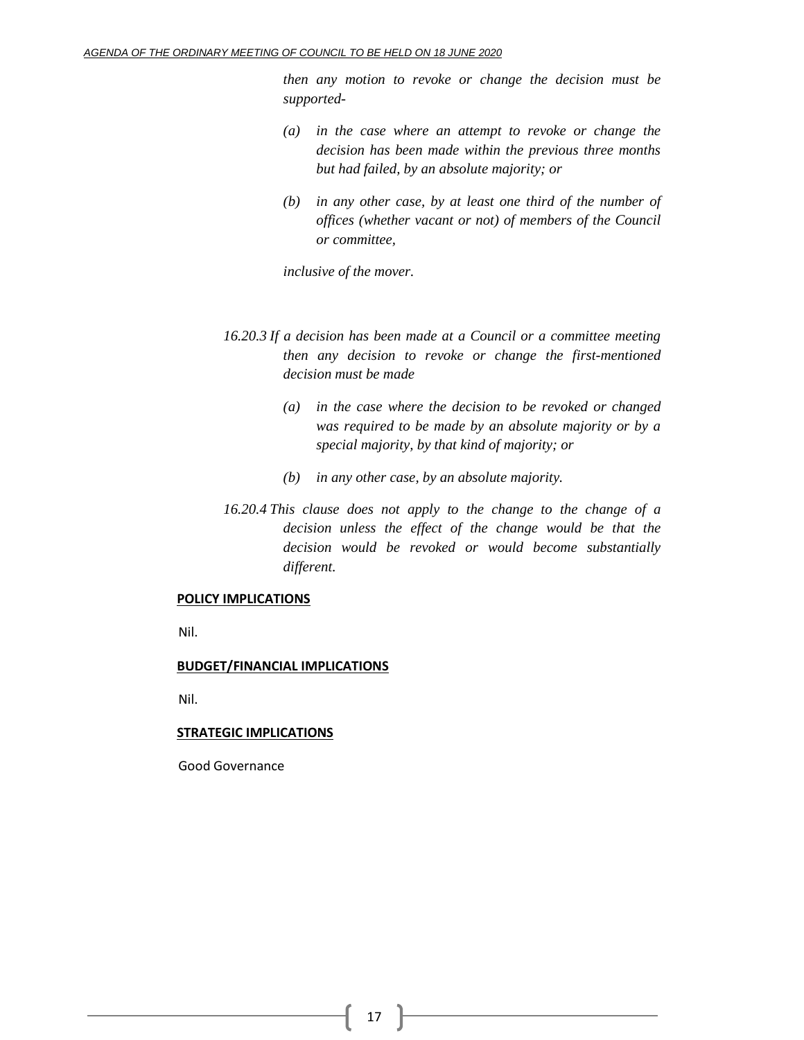*then any motion to revoke or change the decision must be supported-*

*(a) in the case where an attempt to revoke or change the decision has been made within the previous three months but had failed, by an absolute majority; or*

*(b) in any other case, by at least one third of the number of offices (whether vacant or not) of members of the Council or committee,*

*inclusive of the mover.*

*16.20.3 If a decision has been made at a Council or a committee meeting then any decision to revoke or change the first-mentioned decision must be made*

*(a) in the case where the decision to be revoked or changed was required to be made by an absolute majority or by a special majority, by that kind of majority; or*

*(b) in any other case, by an absolute majority.*

*16.20.4 This clause does not apply to the change to the change of a decision unless the effect of the change would be that the decision would be revoked or would become substantially different.*

**POLICY IMPLICATIONS**

Nil.

**BUDGET/FINANCIAL IMPLICATIONS**

Nil.

**STRATEGIC IMPLICATIONS**

Good Governance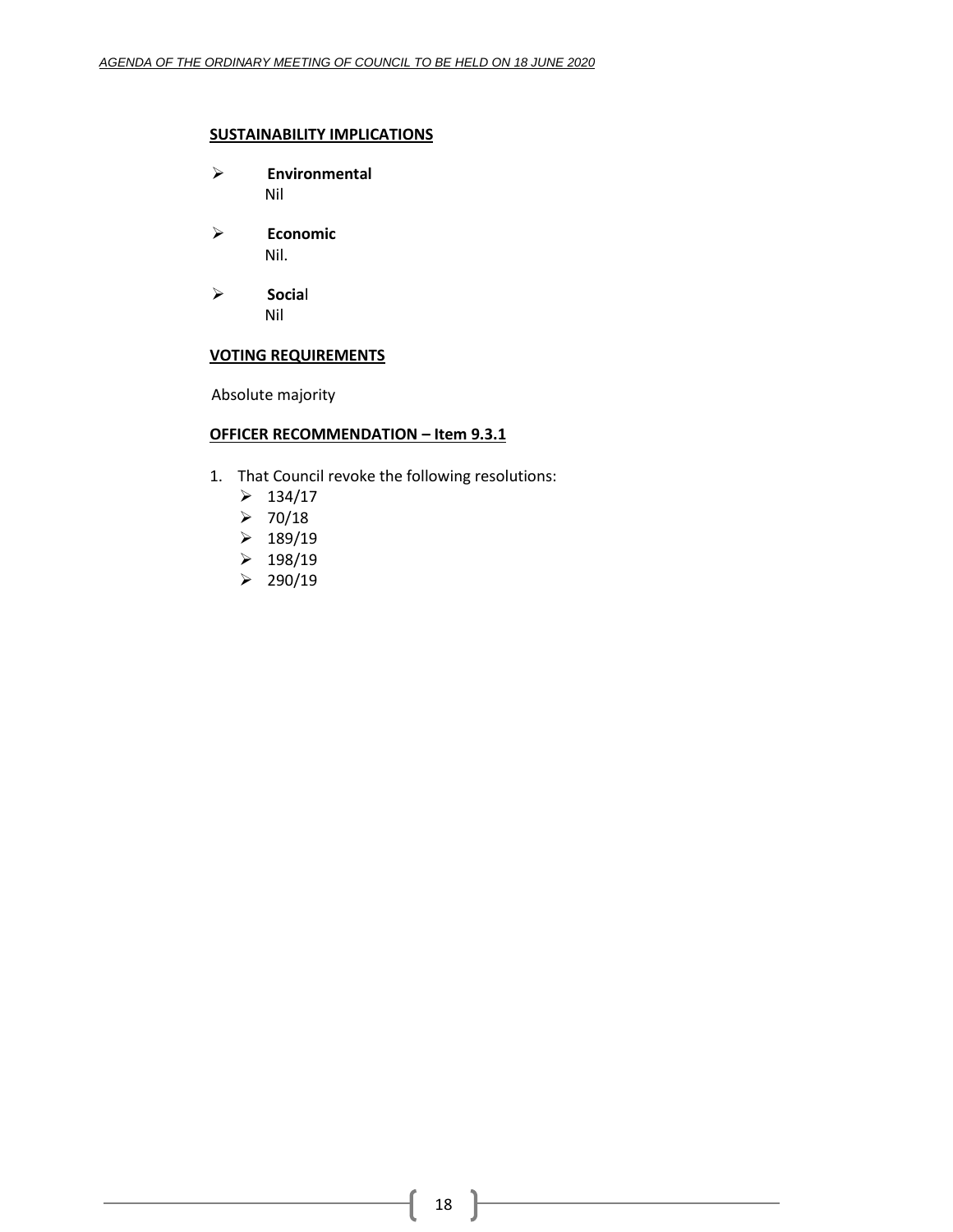**SUSTAINABILITY IMPLICATIONS**

- **Environmental**
  Nil

- **Economic**
  Nil.

- **Social**
  Nil

**VOTING REQUIREMENTS**

Absolute majority

**OFFICER RECOMMENDATION – Item 9.3.1**

1. That Council revoke the following resolutions:
   - 134/17
   - 70/18
   - 189/19
   - 198/19
   - 290/19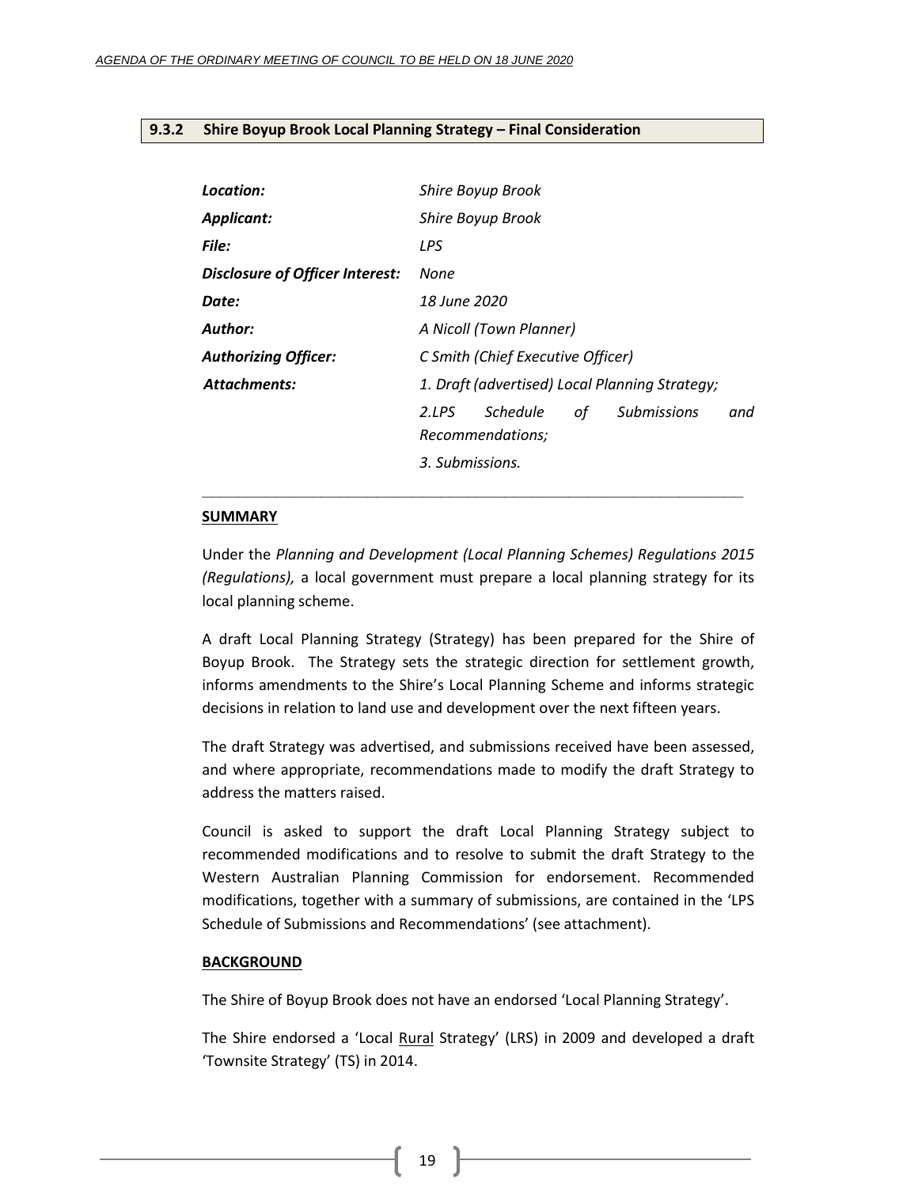### 9.3.2 Shire Boyup Brook Local Planning Strategy – Final Consideration

| | |
|---|---|
| ***Location:*** | *Shire Boyup Brook* |
| ***Applicant:*** | *Shire Boyup Brook* |
| ***File:*** | *LPS* |
| ***Disclosure of Officer Interest:*** | *None* |
| ***Date:*** | *18 June 2020* |
| ***Author:*** | *A Nicoll (Town Planner)* |
| ***Authorizing Officer:*** | *C Smith (Chief Executive Officer)* |
| ***Attachments:*** | *1. Draft (advertised) Local Planning Strategy;* |
| | *2.LPS Schedule of Submissions and Recommendations;* |
| | *3. Submissions.* |

---

**SUMMARY**

Under the *Planning and Development (Local Planning Schemes) Regulations 2015 (Regulations),* a local government must prepare a local planning strategy for its local planning scheme.

A draft Local Planning Strategy (Strategy) has been prepared for the Shire of Boyup Brook. The Strategy sets the strategic direction for settlement growth, informs amendments to the Shire's Local Planning Scheme and informs strategic decisions in relation to land use and development over the next fifteen years.

The draft Strategy was advertised, and submissions received have been assessed, and where appropriate, recommendations made to modify the draft Strategy to address the matters raised.

Council is asked to support the draft Local Planning Strategy subject to recommended modifications and to resolve to submit the draft Strategy to the Western Australian Planning Commission for endorsement. Recommended modifications, together with a summary of submissions, are contained in the 'LPS Schedule of Submissions and Recommendations' (see attachment).

**BACKGROUND**

The Shire of Boyup Brook does not have an endorsed 'Local Planning Strategy'.

The Shire endorsed a 'Local Rural Strategy' (LRS) in 2009 and developed a draft 'Townsite Strategy' (TS) in 2014.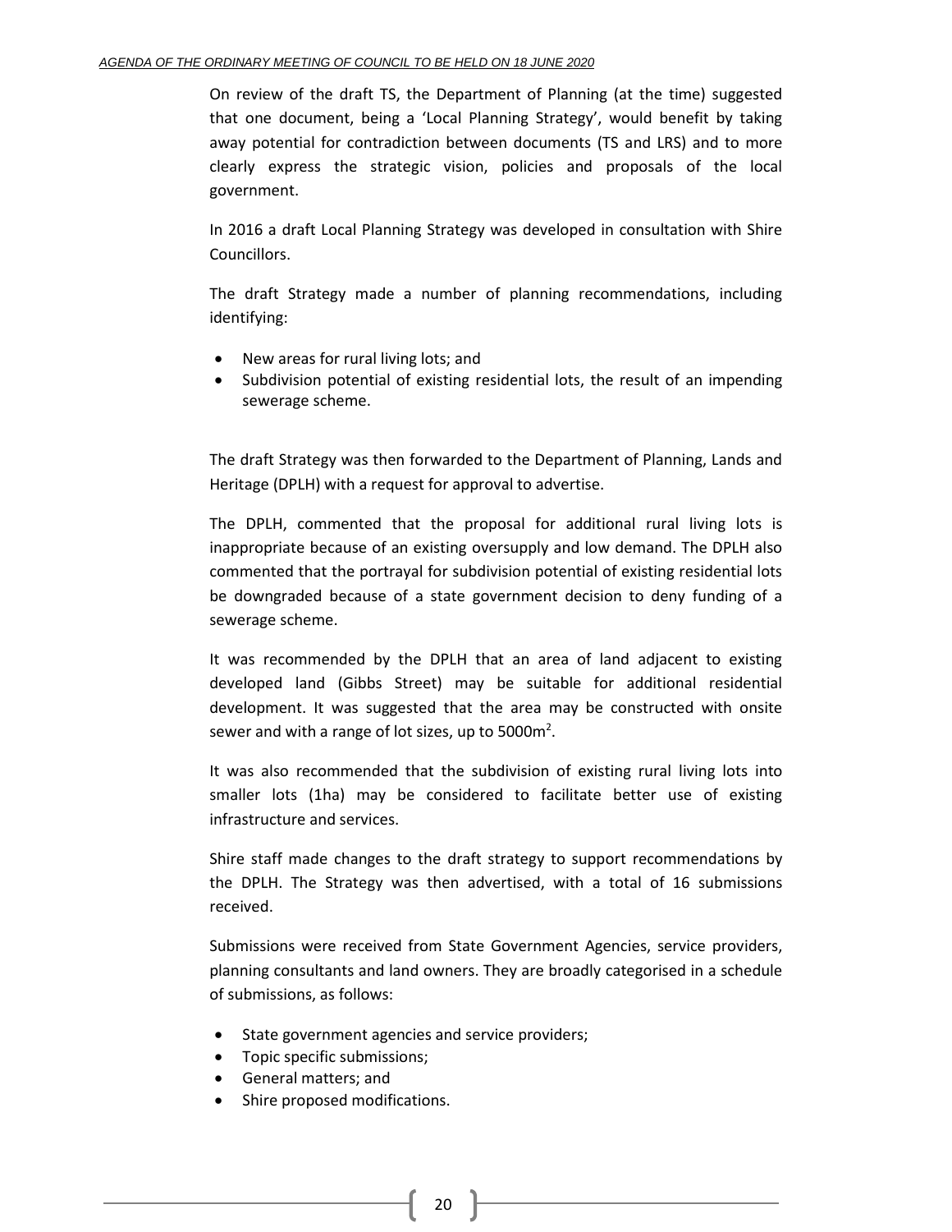On review of the draft TS, the Department of Planning (at the time) suggested that one document, being a 'Local Planning Strategy', would benefit by taking away potential for contradiction between documents (TS and LRS) and to more clearly express the strategic vision, policies and proposals of the local government.

In 2016 a draft Local Planning Strategy was developed in consultation with Shire Councillors.

The draft Strategy made a number of planning recommendations, including identifying:

- New areas for rural living lots; and
- Subdivision potential of existing residential lots, the result of an impending sewerage scheme.

The draft Strategy was then forwarded to the Department of Planning, Lands and Heritage (DPLH) with a request for approval to advertise.

The DPLH, commented that the proposal for additional rural living lots is inappropriate because of an existing oversupply and low demand. The DPLH also commented that the portrayal for subdivision potential of existing residential lots be downgraded because of a state government decision to deny funding of a sewerage scheme.

It was recommended by the DPLH that an area of land adjacent to existing developed land (Gibbs Street) may be suitable for additional residential development. It was suggested that the area may be constructed with onsite sewer and with a range of lot sizes, up to 5000m$^2$.

It was also recommended that the subdivision of existing rural living lots into smaller lots (1ha) may be considered to facilitate better use of existing infrastructure and services.

Shire staff made changes to the draft strategy to support recommendations by the DPLH. The Strategy was then advertised, with a total of 16 submissions received.

Submissions were received from State Government Agencies, service providers, planning consultants and land owners. They are broadly categorised in a schedule of submissions, as follows:

- State government agencies and service providers;
- Topic specific submissions;
- General matters; and
- Shire proposed modifications.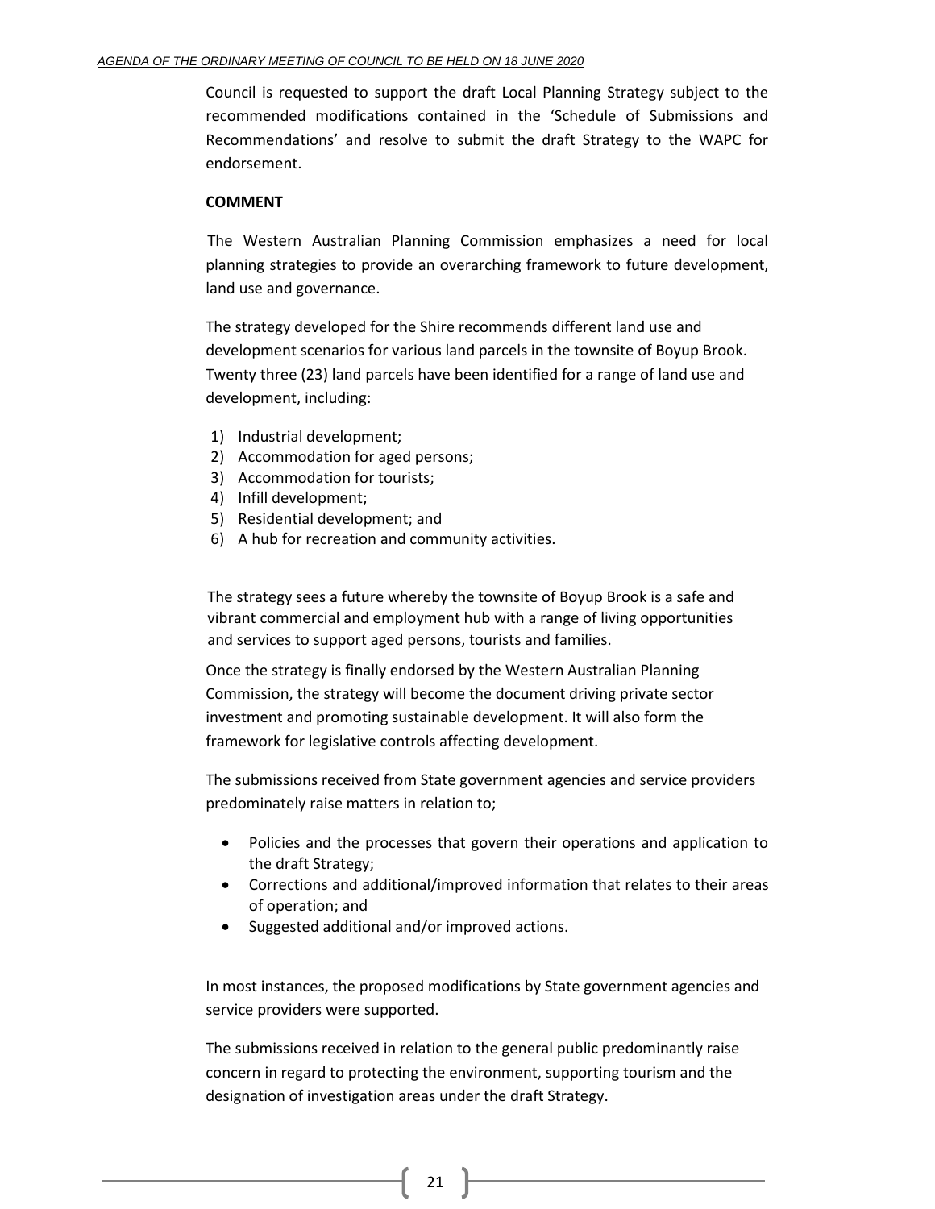Council is requested to support the draft Local Planning Strategy subject to the recommended modifications contained in the 'Schedule of Submissions and Recommendations' and resolve to submit the draft Strategy to the WAPC for endorsement.

**COMMENT**

The Western Australian Planning Commission emphasizes a need for local planning strategies to provide an overarching framework to future development, land use and governance.

The strategy developed for the Shire recommends different land use and development scenarios for various land parcels in the townsite of Boyup Brook. Twenty three (23) land parcels have been identified for a range of land use and development, including:

1) Industrial development;
2) Accommodation for aged persons;
3) Accommodation for tourists;
4) Infill development;
5) Residential development; and
6) A hub for recreation and community activities.

The strategy sees a future whereby the townsite of Boyup Brook is a safe and vibrant commercial and employment hub with a range of living opportunities and services to support aged persons, tourists and families.

Once the strategy is finally endorsed by the Western Australian Planning Commission, the strategy will become the document driving private sector investment and promoting sustainable development. It will also form the framework for legislative controls affecting development.

The submissions received from State government agencies and service providers predominately raise matters in relation to;

- Policies and the processes that govern their operations and application to the draft Strategy;
- Corrections and additional/improved information that relates to their areas of operation; and
- Suggested additional and/or improved actions.

In most instances, the proposed modifications by State government agencies and service providers were supported.

The submissions received in relation to the general public predominantly raise concern in regard to protecting the environment, supporting tourism and the designation of investigation areas under the draft Strategy.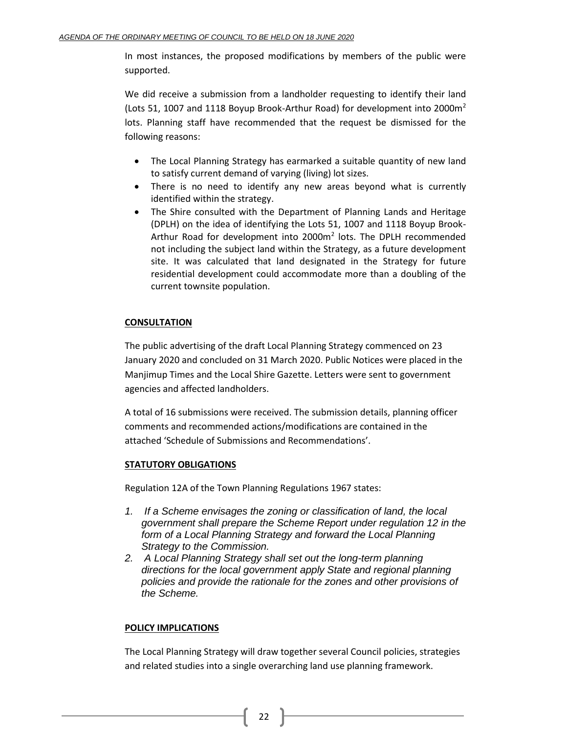In most instances, the proposed modifications by members of the public were supported.

We did receive a submission from a landholder requesting to identify their land (Lots 51, 1007 and 1118 Boyup Brook-Arthur Road) for development into 2000m$^2$ lots. Planning staff have recommended that the request be dismissed for the following reasons:

- The Local Planning Strategy has earmarked a suitable quantity of new land to satisfy current demand of varying (living) lot sizes.
- There is no need to identify any new areas beyond what is currently identified within the strategy.
- The Shire consulted with the Department of Planning Lands and Heritage (DPLH) on the idea of identifying the Lots 51, 1007 and 1118 Boyup Brook-Arthur Road for development into 2000m$^2$ lots. The DPLH recommended not including the subject land within the Strategy, as a future development site. It was calculated that land designated in the Strategy for future residential development could accommodate more than a doubling of the current townsite population.

**CONSULTATION**

The public advertising of the draft Local Planning Strategy commenced on 23 January 2020 and concluded on 31 March 2020. Public Notices were placed in the Manjimup Times and the Local Shire Gazette. Letters were sent to government agencies and affected landholders.

A total of 16 submissions were received. The submission details, planning officer comments and recommended actions/modifications are contained in the attached 'Schedule of Submissions and Recommendations'.

**STATUTORY OBLIGATIONS**

Regulation 12A of the Town Planning Regulations 1967 states:

1. *If a Scheme envisages the zoning or classification of land, the local government shall prepare the Scheme Report under regulation 12 in the form of a Local Planning Strategy and forward the Local Planning Strategy to the Commission.*
2. *A Local Planning Strategy shall set out the long-term planning directions for the local government apply State and regional planning policies and provide the rationale for the zones and other provisions of the Scheme.*

**POLICY IMPLICATIONS**

The Local Planning Strategy will draw together several Council policies, strategies and related studies into a single overarching land use planning framework.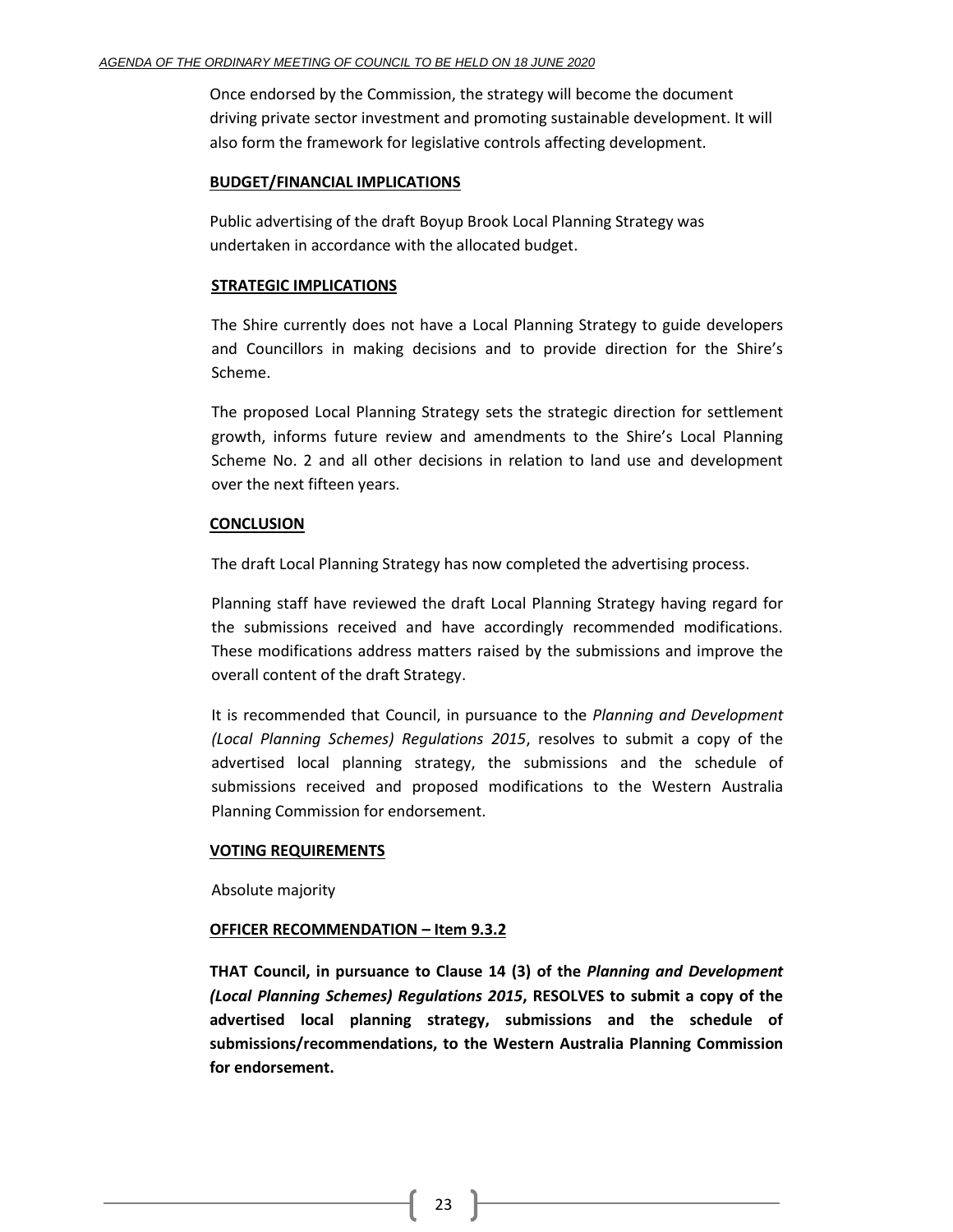Once endorsed by the Commission, the strategy will become the document driving private sector investment and promoting sustainable development. It will also form the framework for legislative controls affecting development.

**BUDGET/FINANCIAL IMPLICATIONS**

Public advertising of the draft Boyup Brook Local Planning Strategy was undertaken in accordance with the allocated budget.

**STRATEGIC IMPLICATIONS**

The Shire currently does not have a Local Planning Strategy to guide developers and Councillors in making decisions and to provide direction for the Shire's Scheme.

The proposed Local Planning Strategy sets the strategic direction for settlement growth, informs future review and amendments to the Shire's Local Planning Scheme No. 2 and all other decisions in relation to land use and development over the next fifteen years.

**CONCLUSION**

The draft Local Planning Strategy has now completed the advertising process.

Planning staff have reviewed the draft Local Planning Strategy having regard for the submissions received and have accordingly recommended modifications. These modifications address matters raised by the submissions and improve the overall content of the draft Strategy.

It is recommended that Council, in pursuance to the *Planning and Development (Local Planning Schemes) Regulations 2015*, resolves to submit a copy of the advertised local planning strategy, the submissions and the schedule of submissions received and proposed modifications to the Western Australia Planning Commission for endorsement.

**VOTING REQUIREMENTS**

Absolute majority

**OFFICER RECOMMENDATION – Item 9.3.2**

**THAT Council, in pursuance to Clause 14 (3) of the *Planning and Development (Local Planning Schemes) Regulations 2015*, RESOLVES to submit a copy of the advertised local planning strategy, submissions and the schedule of submissions/recommendations, to the Western Australia Planning Commission for endorsement.**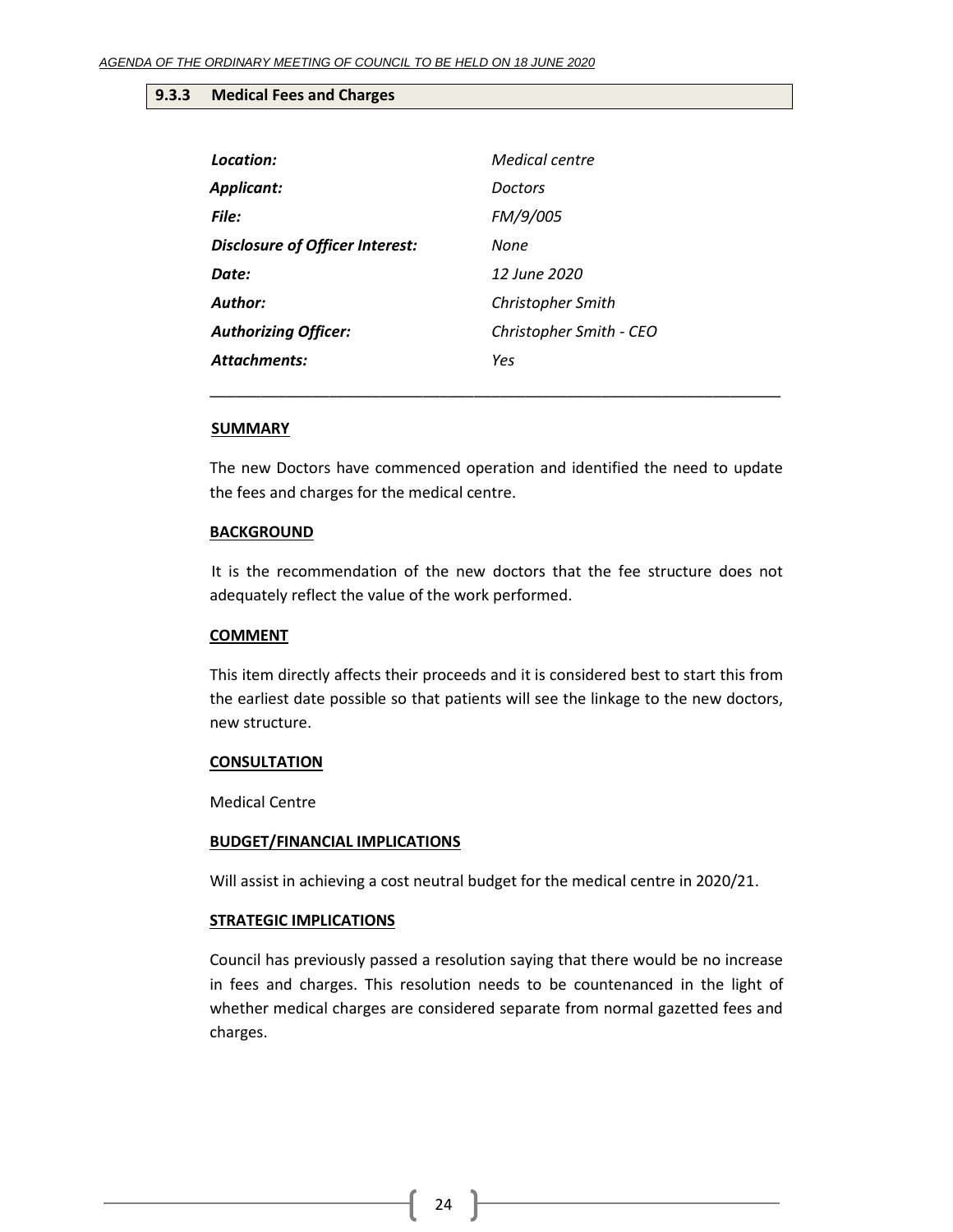## 9.3.3 Medical Fees and Charges

| | |
|---|---|
| ***Location:*** | *Medical centre* |
| ***Applicant:*** | *Doctors* |
| ***File:*** | *FM/9/005* |
| ***Disclosure of Officer Interest:*** | *None* |
| ***Date:*** | *12 June 2020* |
| ***Author:*** | *Christopher Smith* |
| ***Authorizing Officer:*** | *Christopher Smith - CEO* |
| ***Attachments:*** | *Yes* |

---

**SUMMARY**

The new Doctors have commenced operation and identified the need to update the fees and charges for the medical centre.

**BACKGROUND**

It is the recommendation of the new doctors that the fee structure does not adequately reflect the value of the work performed.

**COMMENT**

This item directly affects their proceeds and it is considered best to start this from the earliest date possible so that patients will see the linkage to the new doctors, new structure.

**CONSULTATION**

Medical Centre

**BUDGET/FINANCIAL IMPLICATIONS**

Will assist in achieving a cost neutral budget for the medical centre in 2020/21.

**STRATEGIC IMPLICATIONS**

Council has previously passed a resolution saying that there would be no increase in fees and charges. This resolution needs to be countenanced in the light of whether medical charges are considered separate from normal gazetted fees and charges.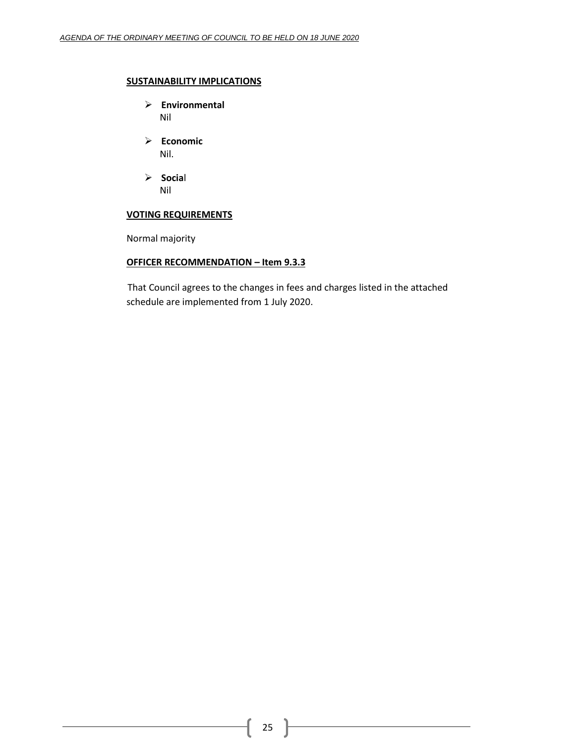**SUSTAINABILITY IMPLICATIONS**

- **Environmental**
  Nil
- **Economic**
  Nil.
- **Social**
  Nil

**VOTING REQUIREMENTS**

Normal majority

**OFFICER RECOMMENDATION – Item 9.3.3**

That Council agrees to the changes in fees and charges listed in the attached schedule are implemented from 1 July 2020.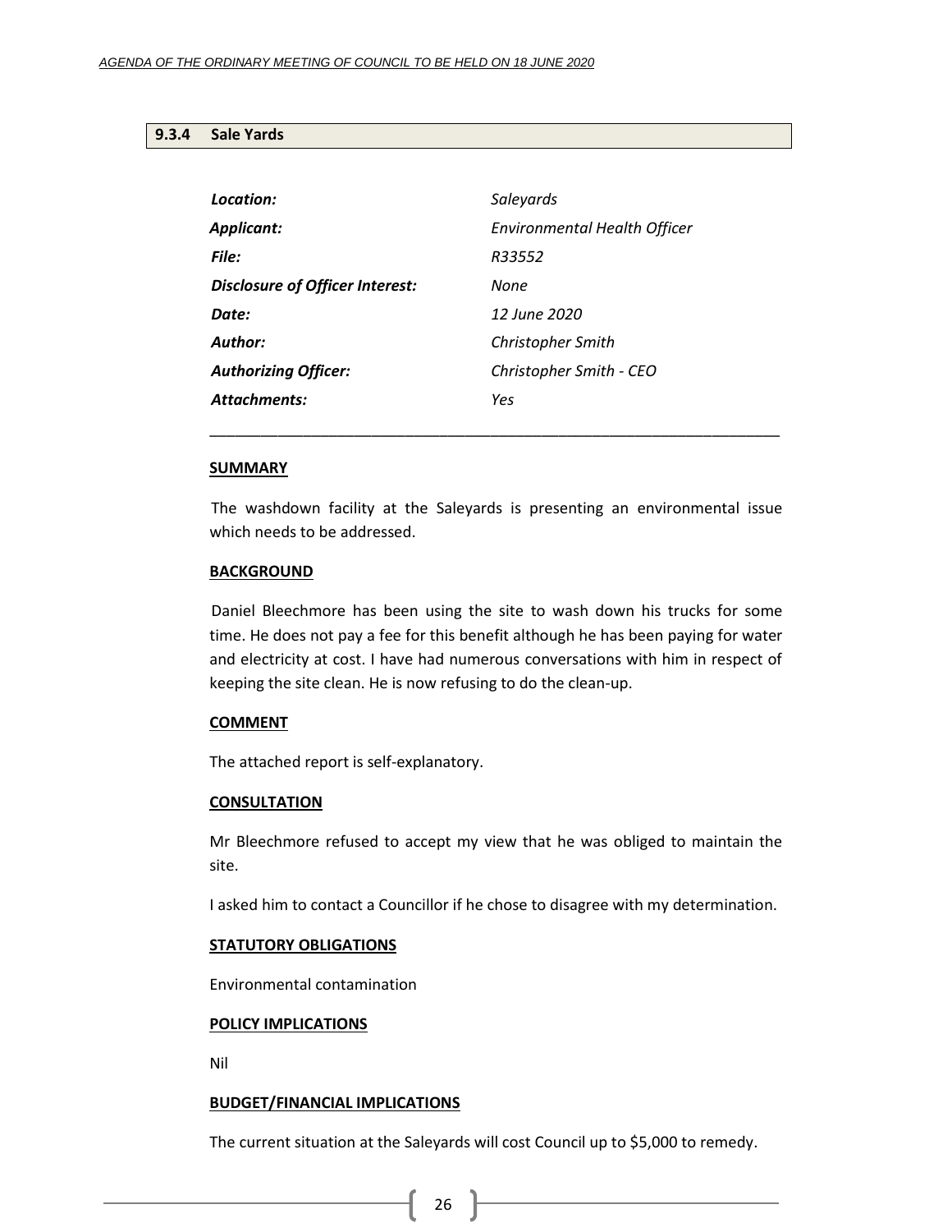## 9.3.4 Sale Yards

| | |
|---|---|
| ***Location:*** | *Saleyards* |
| ***Applicant:*** | *Environmental Health Officer* |
| ***File:*** | *R33552* |
| ***Disclosure of Officer Interest:*** | *None* |
| ***Date:*** | *12 June 2020* |
| ***Author:*** | *Christopher Smith* |
| ***Authorizing Officer:*** | *Christopher Smith - CEO* |
| ***Attachments:*** | *Yes* |

---

**SUMMARY**

The washdown facility at the Saleyards is presenting an environmental issue which needs to be addressed.

**BACKGROUND**

Daniel Bleechmore has been using the site to wash down his trucks for some time. He does not pay a fee for this benefit although he has been paying for water and electricity at cost. I have had numerous conversations with him in respect of keeping the site clean. He is now refusing to do the clean-up.

**COMMENT**

The attached report is self-explanatory.

**CONSULTATION**

Mr Bleechmore refused to accept my view that he was obliged to maintain the site.

I asked him to contact a Councillor if he chose to disagree with my determination.

**STATUTORY OBLIGATIONS**

Environmental contamination

**POLICY IMPLICATIONS**

Nil

**BUDGET/FINANCIAL IMPLICATIONS**

The current situation at the Saleyards will cost Council up to $5,000 to remedy.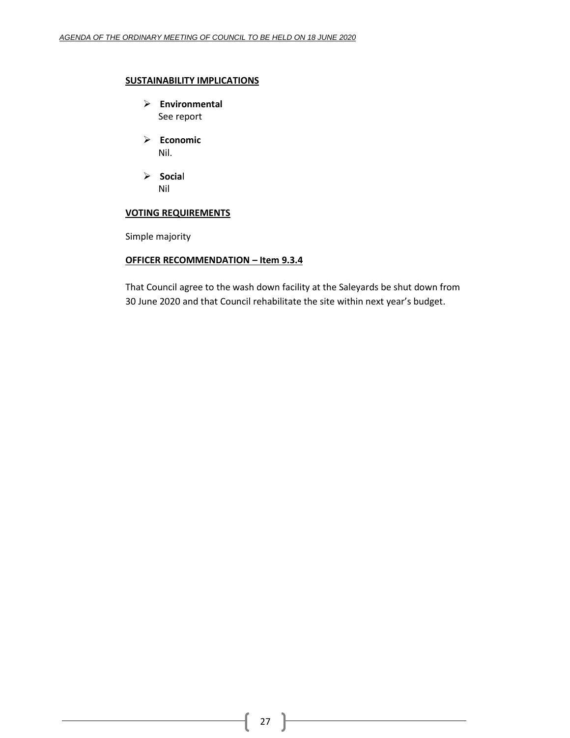**SUSTAINABILITY IMPLICATIONS**

- **Environmental**
  See report

- **Economic**
  Nil.

- **Social**
  Nil

**VOTING REQUIREMENTS**

Simple majority

**OFFICER RECOMMENDATION – Item 9.3.4**

That Council agree to the wash down facility at the Saleyards be shut down from 30 June 2020 and that Council rehabilitate the site within next year's budget.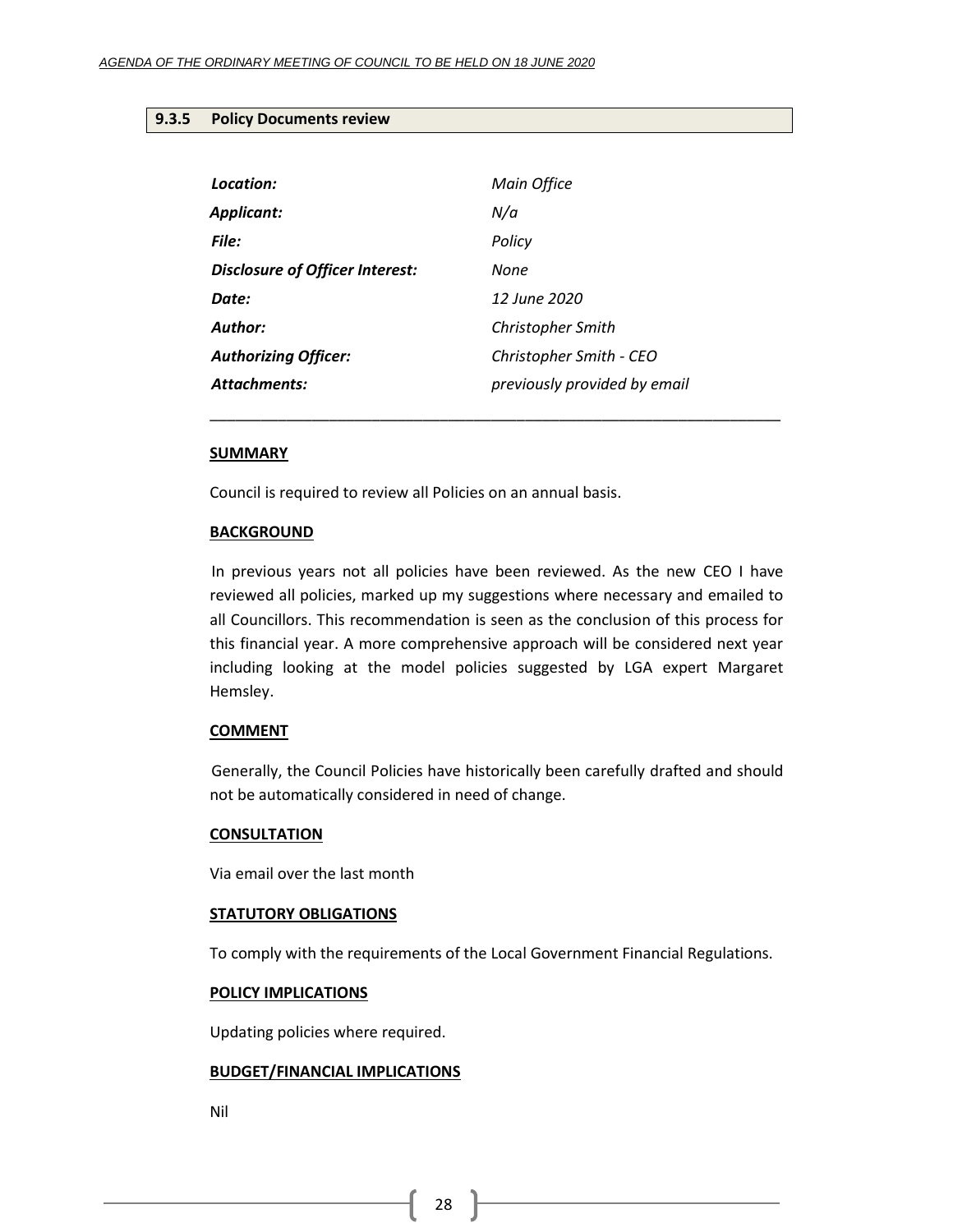### 9.3.5 Policy Documents review

| | |
|---|---|
| ***Location:*** | *Main Office* |
| ***Applicant:*** | *N/a* |
| ***File:*** | *Policy* |
| ***Disclosure of Officer Interest:*** | *None* |
| ***Date:*** | *12 June 2020* |
| ***Author:*** | *Christopher Smith* |
| ***Authorizing Officer:*** | *Christopher Smith - CEO* |
| ***Attachments:*** | *previously provided by email* |

---

**SUMMARY**

Council is required to review all Policies on an annual basis.

**BACKGROUND**

In previous years not all policies have been reviewed. As the new CEO I have reviewed all policies, marked up my suggestions where necessary and emailed to all Councillors. This recommendation is seen as the conclusion of this process for this financial year. A more comprehensive approach will be considered next year including looking at the model policies suggested by LGA expert Margaret Hemsley.

**COMMENT**

Generally, the Council Policies have historically been carefully drafted and should not be automatically considered in need of change.

**CONSULTATION**

Via email over the last month

**STATUTORY OBLIGATIONS**

To comply with the requirements of the Local Government Financial Regulations.

**POLICY IMPLICATIONS**

Updating policies where required.

**BUDGET/FINANCIAL IMPLICATIONS**

Nil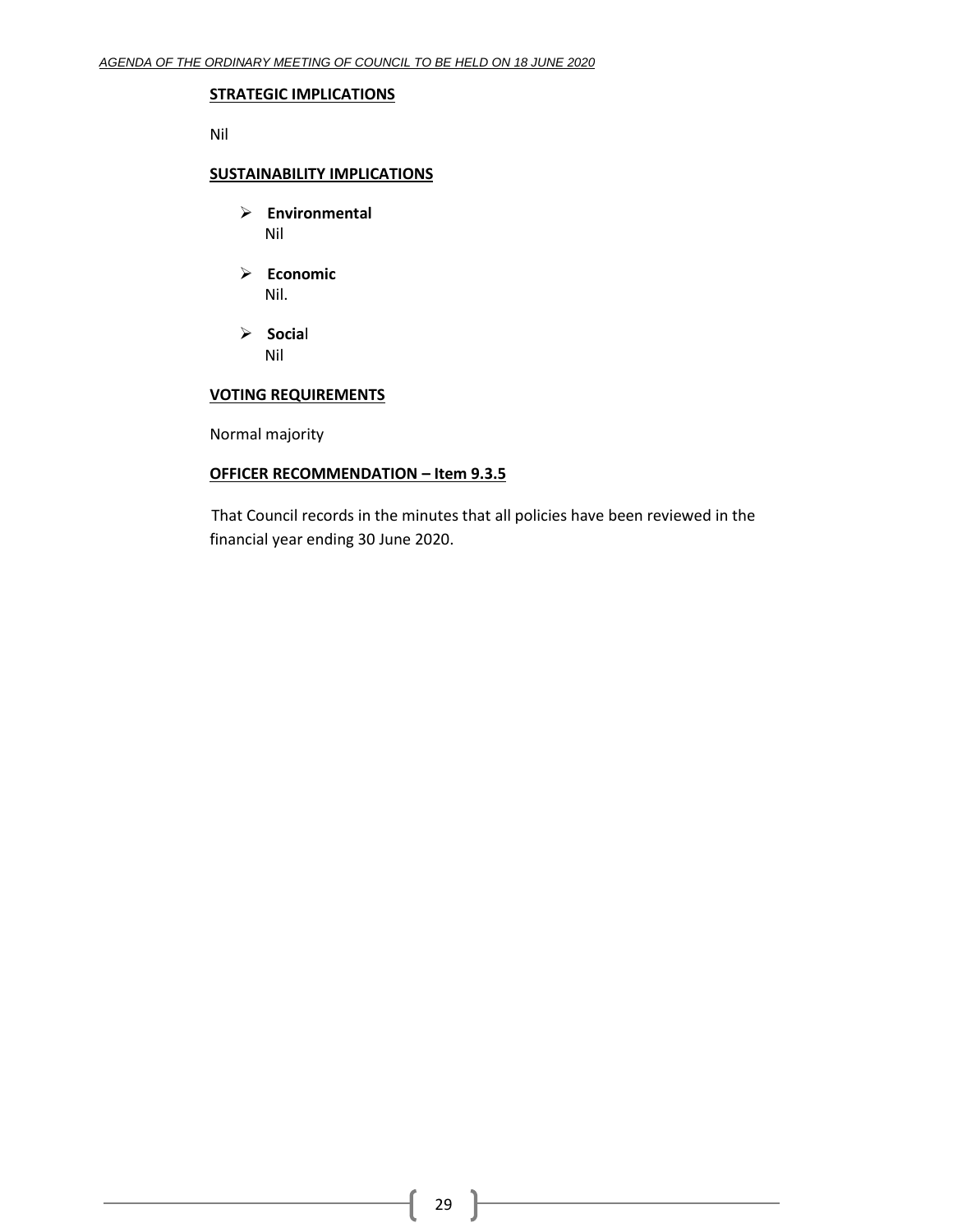**STRATEGIC IMPLICATIONS**

Nil

**SUSTAINABILITY IMPLICATIONS**

- **Environmental**
  Nil

- **Economic**
  Nil.

- **Social**
  Nil

**VOTING REQUIREMENTS**

Normal majority

**OFFICER RECOMMENDATION – Item 9.3.5**

That Council records in the minutes that all policies have been reviewed in the financial year ending 30 June 2020.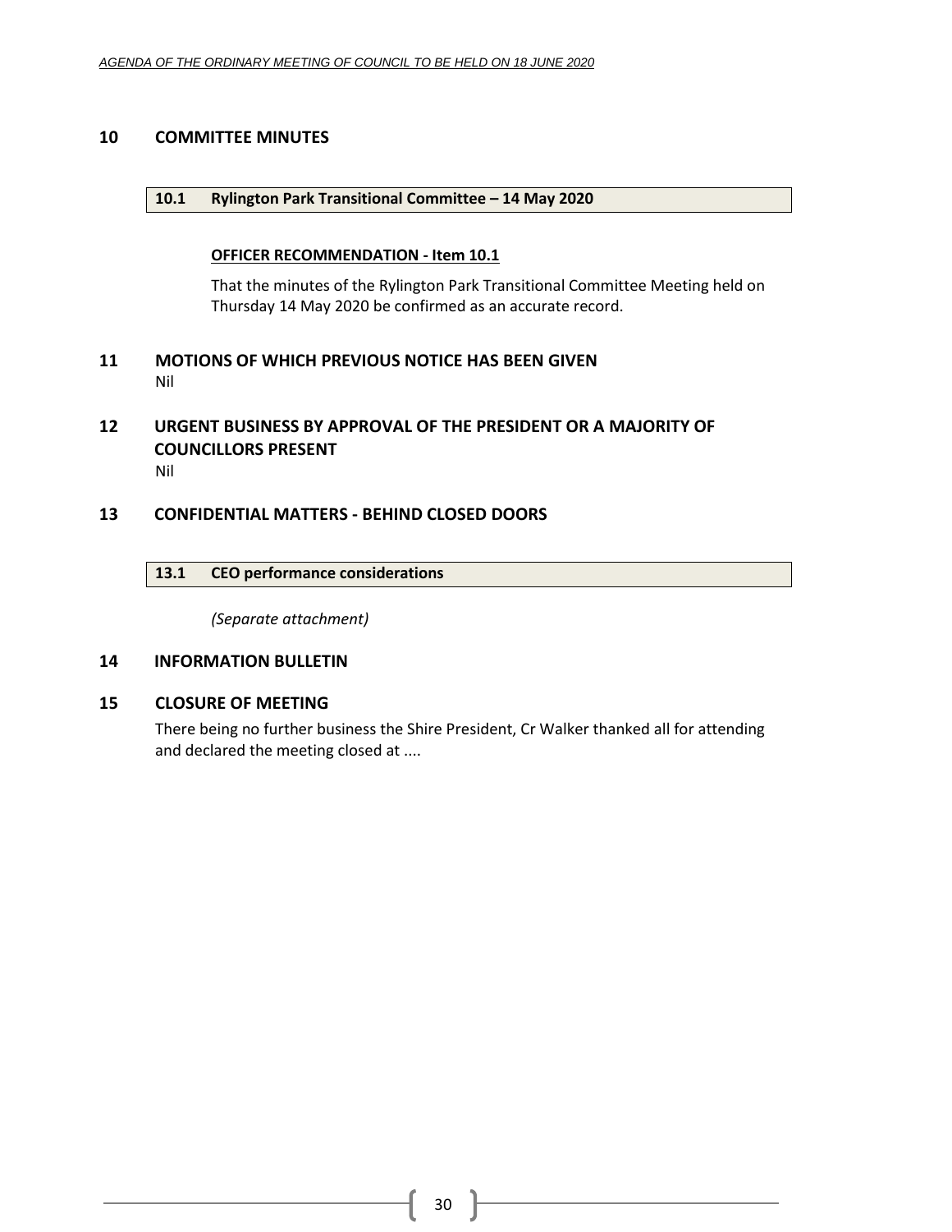## 10 COMMITTEE MINUTES

### 10.1 Rylington Park Transitional Committee – 14 May 2020

**OFFICER RECOMMENDATION - Item 10.1**

That the minutes of the Rylington Park Transitional Committee Meeting held on Thursday 14 May 2020 be confirmed as an accurate record.

## 11 MOTIONS OF WHICH PREVIOUS NOTICE HAS BEEN GIVEN

Nil

## 12 URGENT BUSINESS BY APPROVAL OF THE PRESIDENT OR A MAJORITY OF COUNCILLORS PRESENT

Nil

## 13 CONFIDENTIAL MATTERS - BEHIND CLOSED DOORS

### 13.1 CEO performance considerations

*(Separate attachment)*

## 14 INFORMATION BULLETIN

## 15 CLOSURE OF MEETING

There being no further business the Shire President, Cr Walker thanked all for attending and declared the meeting closed at ....